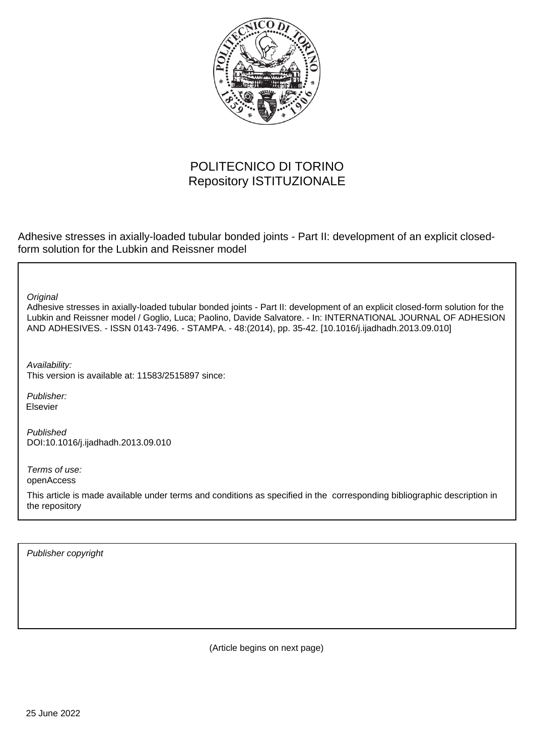POLITECNICO DI TORINO
Repository ISTITUZIONALE

Adhesive stresses in axially-loaded tubular bonded joints - Part II: development of an explicit closed-form solution for the Lubkin and Reissner model

*Original*

Adhesive stresses in axially-loaded tubular bonded joints - Part II: development of an explicit closed-form solution for the Lubkin and Reissner model / Goglio, Luca; Paolino, Davide Salvatore. - In: INTERNATIONAL JOURNAL OF ADHESION AND ADHESIVES. - ISSN 0143-7496. - STAMPA. - 48:(2014), pp. 35-42. [10.1016/j.ijadhadh.2013.09.010]

*Availability:*

This version is available at: 11583/2515897 since:

*Publisher:*

Elsevier

*Published*

DOI:10.1016/j.ijadhadh.2013.09.010

*Terms of use:*

openAccess

This article is made available under terms and conditions as specified in the corresponding bibliographic description in the repository

*Publisher copyright*

(Article begins on next page)

25 June 2022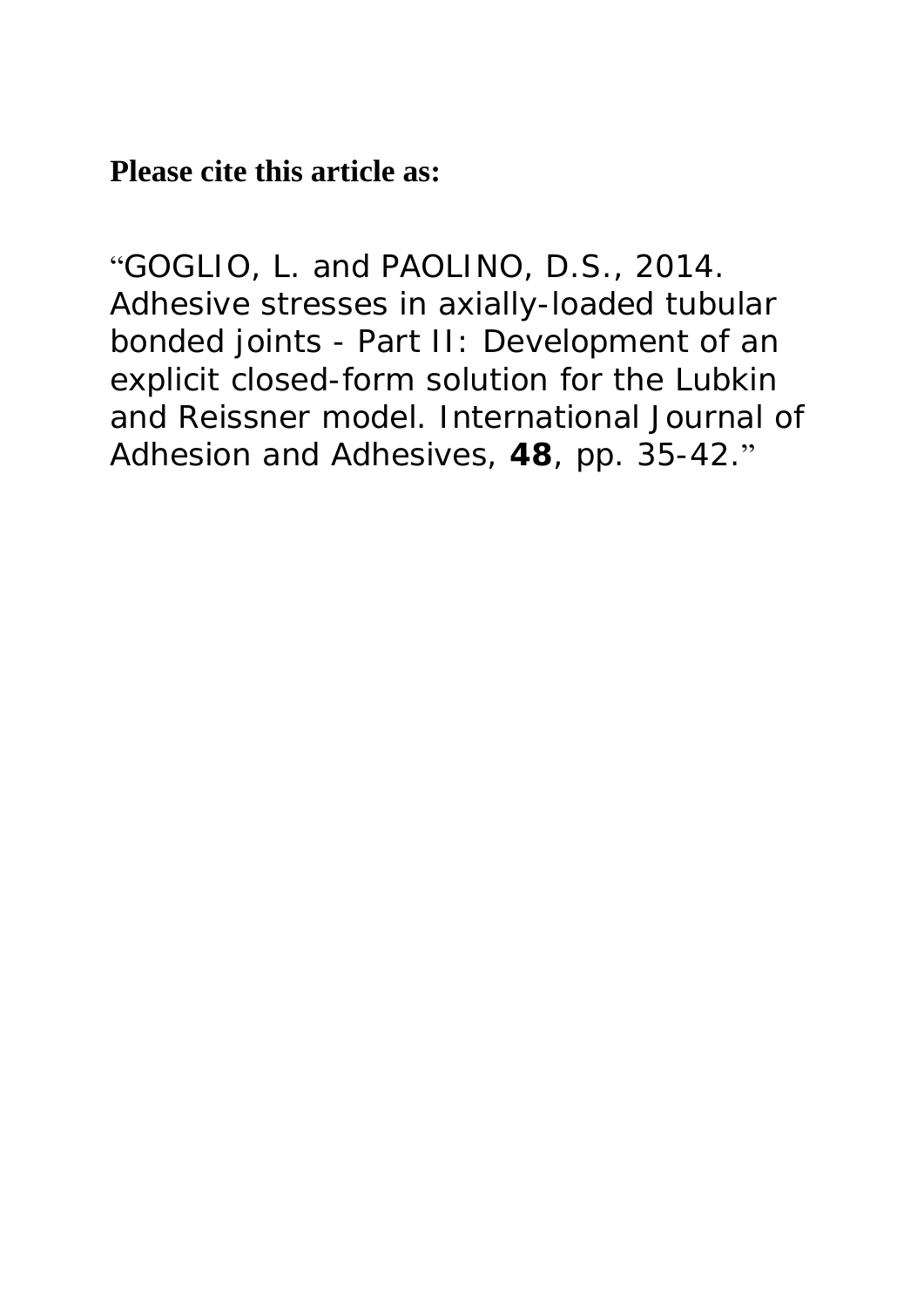**Please cite this article as:**

"GOGLIO, L. and PAOLINO, D.S., 2014. Adhesive stresses in axially-loaded tubular bonded joints - Part II: Development of an explicit closed-form solution for the Lubkin and Reissner model. International Journal of Adhesion and Adhesives, **48**, pp. 35-42."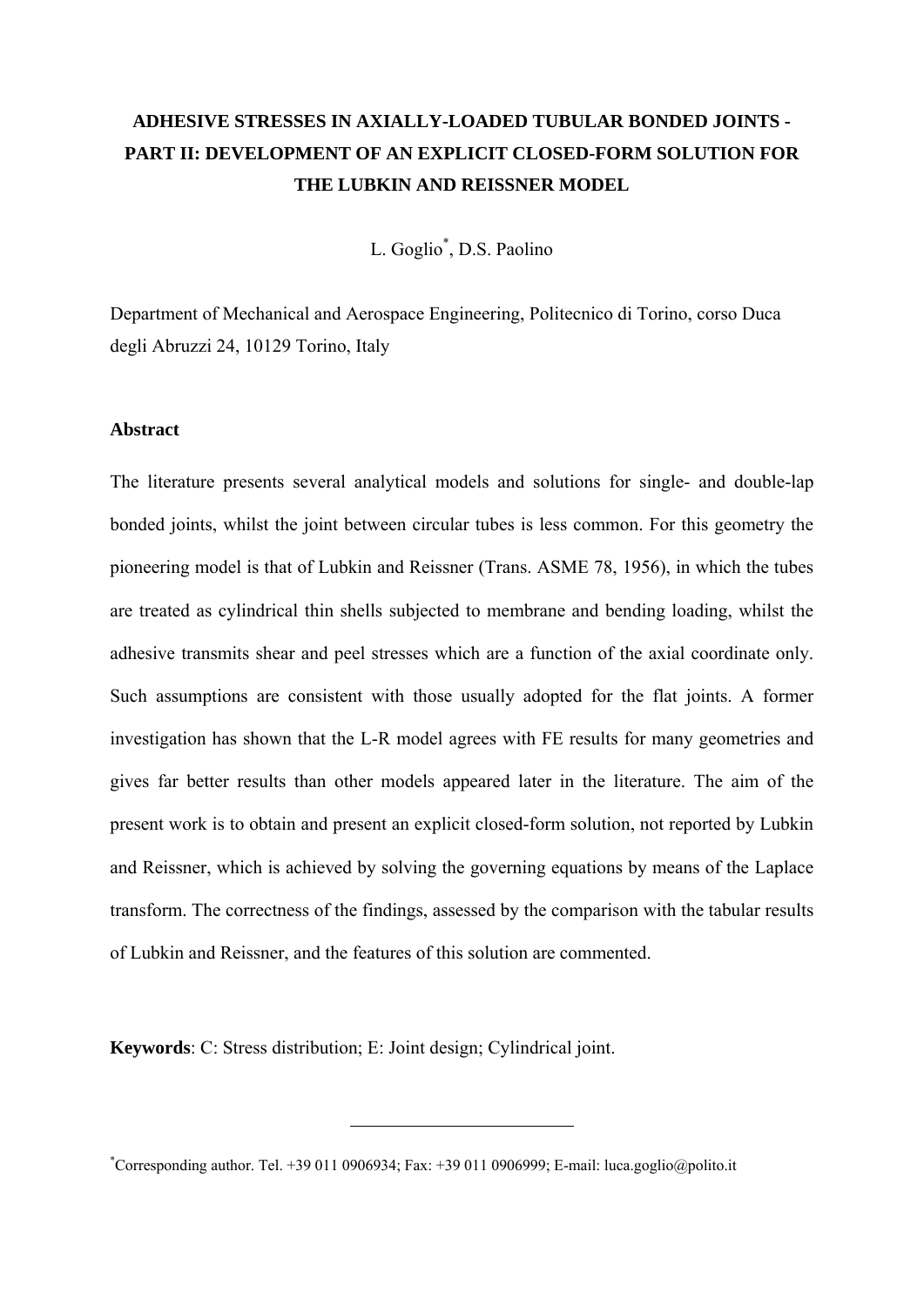# ADHESIVE STRESSES IN AXIALLY-LOADED TUBULAR BONDED JOINTS - PART II: DEVELOPMENT OF AN EXPLICIT CLOSED-FORM SOLUTION FOR THE LUBKIN AND REISSNER MODEL

L. Goglio[*], D.S. Paolino

Department of Mechanical and Aerospace Engineering, Politecnico di Torino, corso Duca degli Abruzzi 24, 10129 Torino, Italy

## Abstract

The literature presents several analytical models and solutions for single- and double-lap bonded joints, whilst the joint between circular tubes is less common. For this geometry the pioneering model is that of Lubkin and Reissner (Trans. ASME 78, 1956), in which the tubes are treated as cylindrical thin shells subjected to membrane and bending loading, whilst the adhesive transmits shear and peel stresses which are a function of the axial coordinate only. Such assumptions are consistent with those usually adopted for the flat joints. A former investigation has shown that the L-R model agrees with FE results for many geometries and gives far better results than other models appeared later in the literature. The aim of the present work is to obtain and present an explicit closed-form solution, not reported by Lubkin and Reissner, which is achieved by solving the governing equations by means of the Laplace transform. The correctness of the findings, assessed by the comparison with the tabular results of Lubkin and Reissner, and the features of this solution are commented.

**Keywords**: C: Stress distribution; E: Joint design; Cylindrical joint.

---

[*]Corresponding author. Tel. +39 011 0906934; Fax: +39 011 0906999; E-mail: luca.goglio@polito.it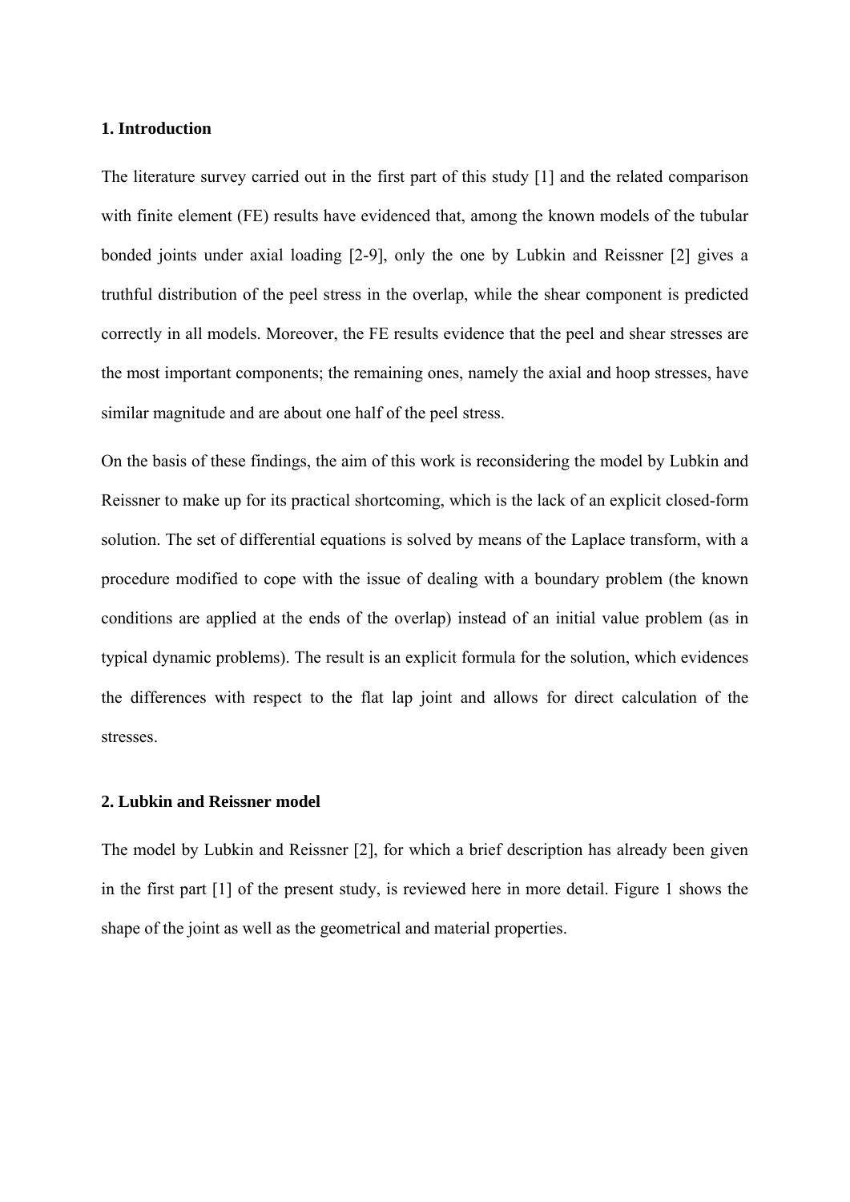## 1. Introduction

The literature survey carried out in the first part of this study [1] and the related comparison with finite element (FE) results have evidenced that, among the known models of the tubular bonded joints under axial loading [2-9], only the one by Lubkin and Reissner [2] gives a truthful distribution of the peel stress in the overlap, while the shear component is predicted correctly in all models. Moreover, the FE results evidence that the peel and shear stresses are the most important components; the remaining ones, namely the axial and hoop stresses, have similar magnitude and are about one half of the peel stress.

On the basis of these findings, the aim of this work is reconsidering the model by Lubkin and Reissner to make up for its practical shortcoming, which is the lack of an explicit closed-form solution. The set of differential equations is solved by means of the Laplace transform, with a procedure modified to cope with the issue of dealing with a boundary problem (the known conditions are applied at the ends of the overlap) instead of an initial value problem (as in typical dynamic problems). The result is an explicit formula for the solution, which evidences the differences with respect to the flat lap joint and allows for direct calculation of the stresses.

## 2. Lubkin and Reissner model

The model by Lubkin and Reissner [2], for which a brief description has already been given in the first part [1] of the present study, is reviewed here in more detail. Figure 1 shows the shape of the joint as well as the geometrical and material properties.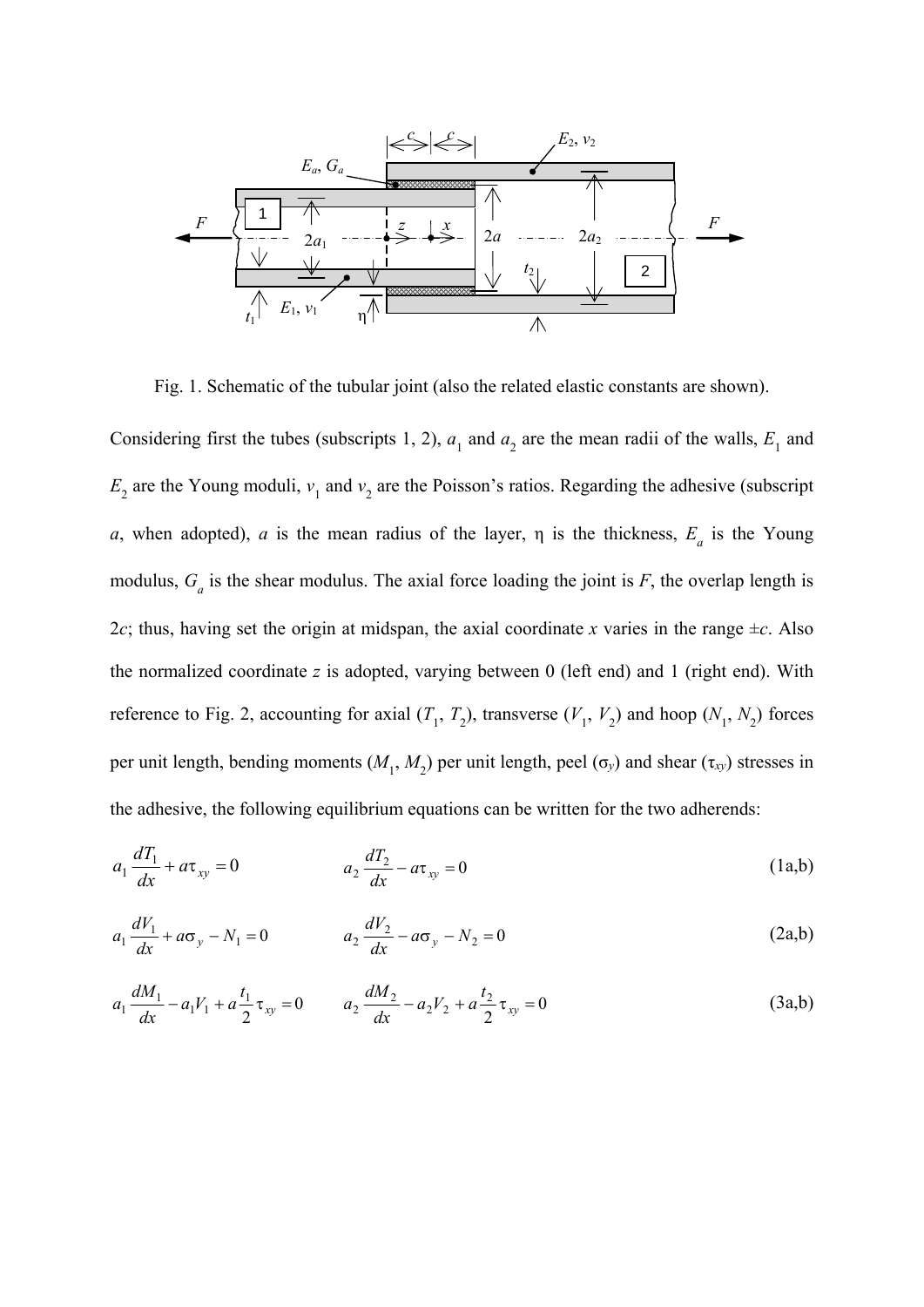Fig. 1. Schematic of the tubular joint (also the related elastic constants are shown).

Considering first the tubes (subscripts 1, 2), $a_1$ and $a_2$ are the mean radii of the walls, $E_1$ and $E_2$ are the Young moduli, $v_1$ and $v_2$ are the Poisson's ratios. Regarding the adhesive (subscript $a$, when adopted), $a$ is the mean radius of the layer, $\eta$ is the thickness, $E_a$ is the Young modulus, $G_a$ is the shear modulus. The axial force loading the joint is $F$, the overlap length is $2c$; thus, having set the origin at midspan, the axial coordinate $x$ varies in the range $\pm c$. Also the normalized coordinate $z$ is adopted, varying between 0 (left end) and 1 (right end). With reference to Fig. 2, accounting for axial ($T_1$, $T_2$), transverse ($V_1$, $V_2$) and hoop ($N_1$, $N_2$) forces per unit length, bending moments ($M_1$, $M_2$) per unit length, peel ($\sigma_y$) and shear ($\tau_{xy}$) stresses in the adhesive, the following equilibrium equations can be written for the two adherends:

$$a_1 \frac{dT_1}{dx} + a\tau_{xy} = 0 \qquad a_2 \frac{dT_2}{dx} - a\tau_{xy} = 0 \tag{1a,b}$$

$$a_1 \frac{dV_1}{dx} + a\sigma_y - N_1 = 0 \qquad a_2 \frac{dV_2}{dx} - a\sigma_y - N_2 = 0 \tag{2a,b}$$

$$a_1 \frac{dM_1}{dx} - a_1 V_1 + a\frac{t_1}{2}\tau_{xy} = 0 \qquad a_2 \frac{dM_2}{dx} - a_2 V_2 + a\frac{t_2}{2}\tau_{xy} = 0 \tag{3a,b}$$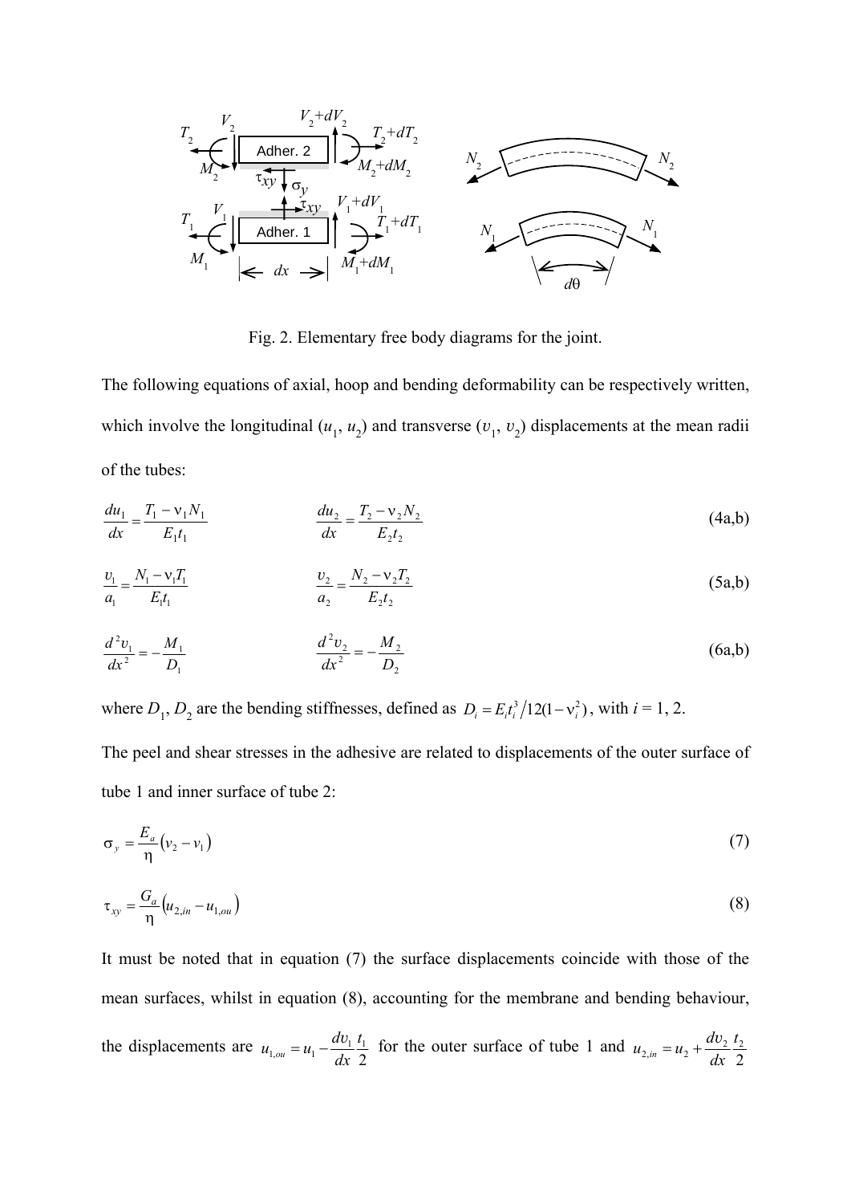$V_2$ $V_2+dV_2$
$T_2$ $T_2+dT_2$
Adher. 2
$M_2$ $M_2+dM_2$
$\tau_{xy}$ $\sigma_y$
$\tau_{xy}$ $V_1+dV_1$
$V_1$
$T_1$ $T_1+dT_1$
Adher. 1
$M_1$ $dx$ $M_1+dM_1$

$N_2$ $N_2$
$N_1$ $N_1$
$d\theta$

Fig. 2. Elementary free body diagrams for the joint.

The following equations of axial, hoop and bending deformability can be respectively written, which involve the longitudinal ($u_1$, $u_2$) and transverse ($\upsilon_1$, $\upsilon_2$) displacements at the mean radii of the tubes:

$$\frac{du_1}{dx} = \frac{T_1 - \nu_1 N_1}{E_1 t_1} \qquad \frac{du_2}{dx} = \frac{T_2 - \nu_2 N_2}{E_2 t_2} \tag{4a,b}$$

$$\frac{\upsilon_1}{a_1} = \frac{N_1 - \nu_1 T_1}{E_1 t_1} \qquad \frac{\upsilon_2}{a_2} = \frac{N_2 - \nu_2 T_2}{E_2 t_2} \tag{5a,b}$$

$$\frac{d^2 \upsilon_1}{dx^2} = -\frac{M_1}{D_1} \qquad \frac{d^2 \upsilon_2}{dx^2} = -\frac{M_2}{D_2} \tag{6a,b}$$

where $D_1$, $D_2$ are the bending stiffnesses, defined as $D_i = E_i t_i^3 / 12(1-\nu_i^2)$, with $i$ = 1, 2.

The peel and shear stresses in the adhesive are related to displacements of the outer surface of tube 1 and inner surface of tube 2:

$$\sigma_y = \frac{E_a}{\eta}\left(v_2 - v_1\right) \tag{7}$$

$$\tau_{xy} = \frac{G_a}{\eta}\left(u_{2,in} - u_{1,ou}\right) \tag{8}$$

It must be noted that in equation (7) the surface displacements coincide with those of the mean surfaces, whilst in equation (8), accounting for the membrane and bending behaviour, the displacements are $u_{1,ou} = u_1 - \frac{d\upsilon_1}{dx}\frac{t_1}{2}$ for the outer surface of tube 1 and $u_{2,in} = u_2 + \frac{d\upsilon_2}{dx}\frac{t_2}{2}$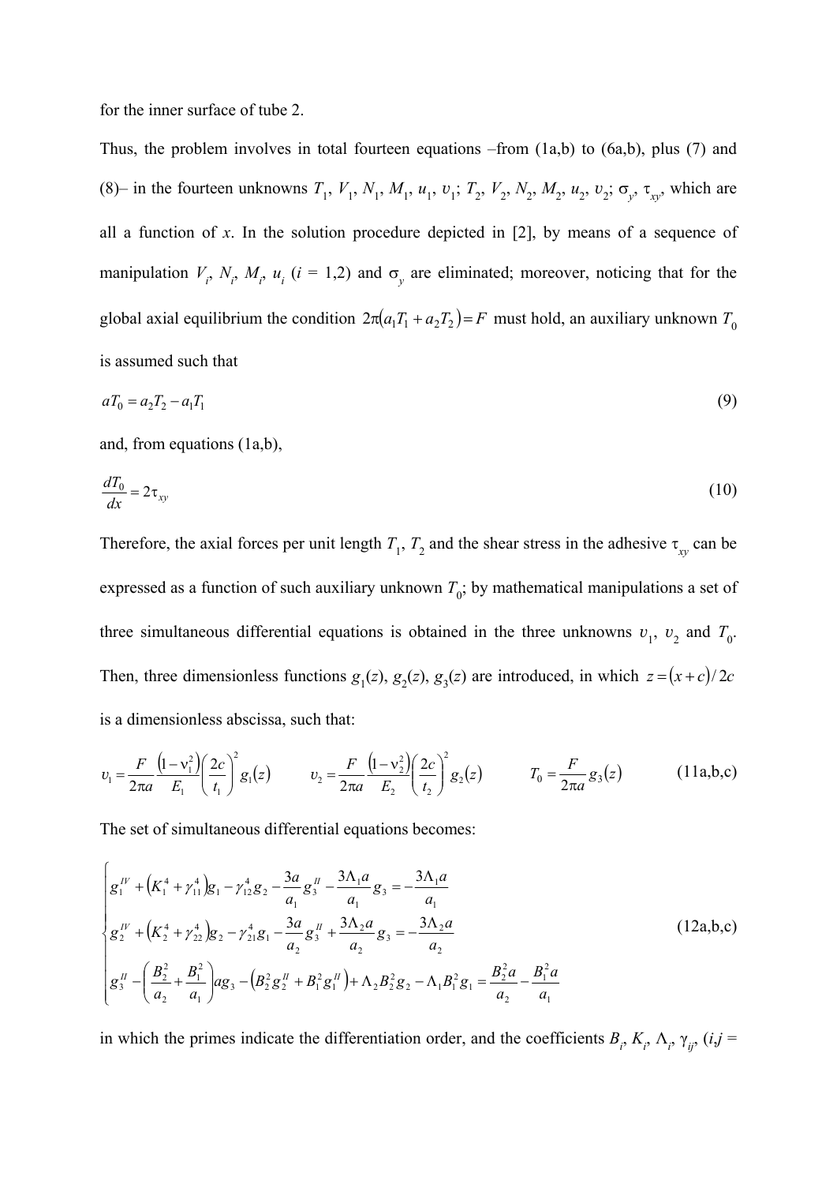for the inner surface of tube 2.

Thus, the problem involves in total fourteen equations –from (1a,b) to (6a,b), plus (7) and (8)– in the fourteen unknowns $T_1$, $V_1$, $N_1$, $M_1$, $u_1$, $\upsilon_1$; $T_2$, $V_2$, $N_2$, $M_2$, $u_2$, $\upsilon_2$; $\sigma_y$, $\tau_{xy}$, which are all a function of $x$. In the solution procedure depicted in [2], by means of a sequence of manipulation $V_i$, $N_i$, $M_i$, $u_i$ ($i$ = 1,2) and $\sigma_y$ are eliminated; moreover, noticing that for the global axial equilibrium the condition $2\pi(a_1T_1 + a_2T_2) = F$ must hold, an auxiliary unknown $T_0$ is assumed such that

$$aT_0 = a_2T_2 - a_1T_1 \tag{9}$$

and, from equations (1a,b),

$$\frac{dT_0}{dx} = 2\tau_{xy} \tag{10}$$

Therefore, the axial forces per unit length $T_1$, $T_2$ and the shear stress in the adhesive $\tau_{xy}$ can be expressed as a function of such auxiliary unknown $T_0$; by mathematical manipulations a set of three simultaneous differential equations is obtained in the three unknowns $\upsilon_1$, $\upsilon_2$ and $T_0$. Then, three dimensionless functions $g_1(z)$, $g_2(z)$, $g_3(z)$ are introduced, in which $z = (x + c)/2c$ is a dimensionless abscissa, such that:

$$\upsilon_1 = \frac{F}{2\pi a}\frac{(1-\nu_1^2)}{E_1}\left(\frac{2c}{t_1}\right)^2 g_1(z) \qquad \upsilon_2 = \frac{F}{2\pi a}\frac{(1-\nu_2^2)}{E_2}\left(\frac{2c}{t_2}\right)^2 g_2(z) \qquad T_0 = \frac{F}{2\pi a} g_3(z) \tag{11a,b,c}$$

The set of simultaneous differential equations becomes:

$$\begin{cases} g_1^{IV} + \left(K_1^4 + \gamma_{11}^4\right)g_1 - \gamma_{12}^4 g_2 - \dfrac{3a}{a_1}g_3^{II} - \dfrac{3\Lambda_1 a}{a_1}g_3 = -\dfrac{3\Lambda_1 a}{a_1} \\ g_2^{IV} + \left(K_2^4 + \gamma_{22}^4\right)g_2 - \gamma_{21}^4 g_1 - \dfrac{3a}{a_2}g_3^{II} + \dfrac{3\Lambda_2 a}{a_2}g_3 = -\dfrac{3\Lambda_2 a}{a_2} \\ g_3^{II} - \left(\dfrac{B_2^2}{a_2} + \dfrac{B_1^2}{a_1}\right)ag_3 - \left(B_2^2 g_2^{II} + B_1^2 g_1^{II}\right) + \Lambda_2 B_2^2 g_2 - \Lambda_1 B_1^2 g_1 = \dfrac{B_2^2 a}{a_2} - \dfrac{B_1^2 a}{a_1} \end{cases} \tag{12a,b,c}$$

in which the primes indicate the differentiation order, and the coefficients $B_i$, $K_i$, $\Lambda_i$, $\gamma_{ij}$, ($i,j$ =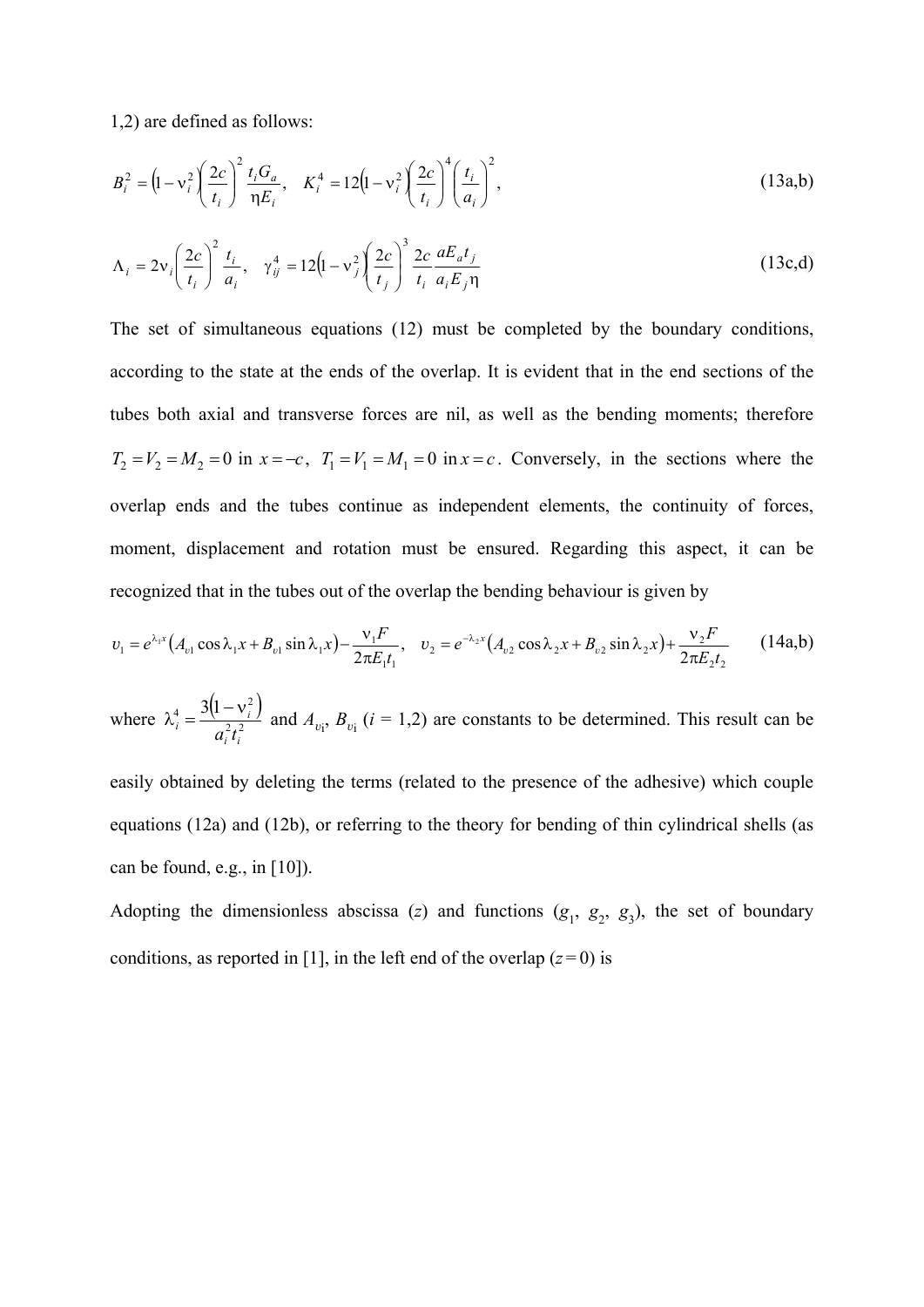1,2) are defined as follows:

$$B_i^2 = \left(1-\nu_i^2\right)\left(\frac{2c}{t_i}\right)^2 \frac{t_i G_a}{\eta E_i}, \quad K_i^4 = 12\left(1-\nu_i^2\right)\left(\frac{2c}{t_i}\right)^4\left(\frac{t_i}{a_i}\right)^2, \tag{13a,b}$$

$$\Lambda_i = 2\nu_i\left(\frac{2c}{t_i}\right)^2 \frac{t_i}{a_i}, \quad \gamma_{ij}^4 = 12\left(1-\nu_j^2\right)\left(\frac{2c}{t_j}\right)^3 \frac{2c}{t_i}\frac{aE_a t_j}{a_i E_j \eta} \tag{13c,d}$$

The set of simultaneous equations (12) must be completed by the boundary conditions, according to the state at the ends of the overlap. It is evident that in the end sections of the tubes both axial and transverse forces are nil, as well as the bending moments; therefore $T_2 = V_2 = M_2 = 0$ in $x = -c$, $T_1 = V_1 = M_1 = 0$ in $x = c$. Conversely, in the sections where the overlap ends and the tubes continue as independent elements, the continuity of forces, moment, displacement and rotation must be ensured. Regarding this aspect, it can be recognized that in the tubes out of the overlap the bending behaviour is given by

$$\upsilon_1 = e^{\lambda_1 x}\left(A_{\upsilon 1}\cos\lambda_1 x + B_{\upsilon 1}\sin\lambda_1 x\right) - \frac{\nu_1 F}{2\pi E_1 t_1}, \quad \upsilon_2 = e^{-\lambda_2 x}\left(A_{\upsilon 2}\cos\lambda_2 x + B_{\upsilon 2}\sin\lambda_2 x\right) + \frac{\nu_2 F}{2\pi E_2 t_2} \tag{14a,b}$$

where $\lambda_i^4 = \dfrac{3\left(1-\nu_i^2\right)}{a_i^2 t_i^2}$ and $A_{\upsilon i}$, $B_{\upsilon i}$ ($i$ = 1,2) are constants to be determined. This result can be easily obtained by deleting the terms (related to the presence of the adhesive) which couple equations (12a) and (12b), or referring to the theory for bending of thin cylindrical shells (as can be found, e.g., in [10]).

Adopting the dimensionless abscissa ($z$) and functions ($g_1$, $g_2$, $g_3$), the set of boundary conditions, as reported in [1], in the left end of the overlap ($z = 0$) is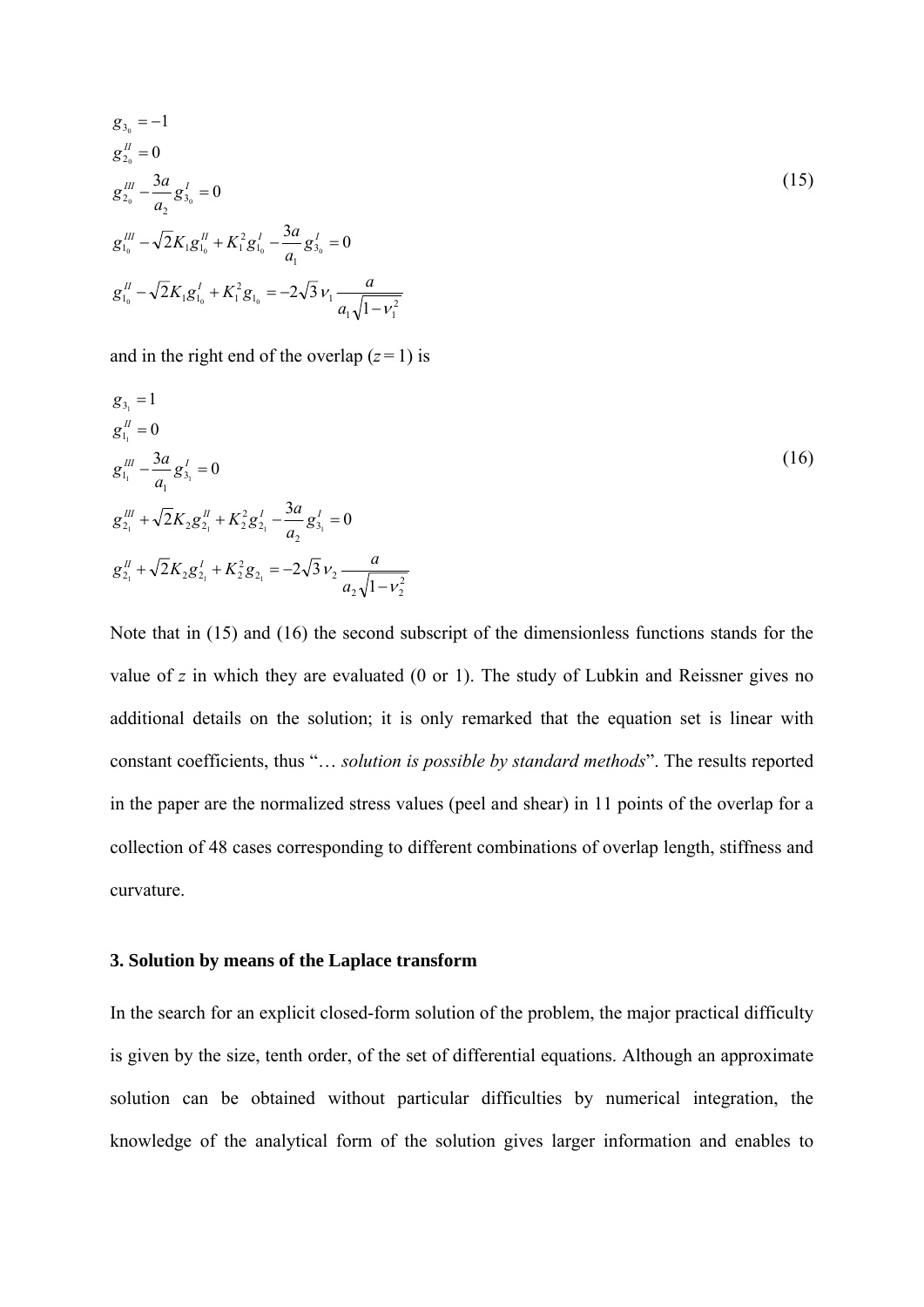$$
\begin{aligned}
&g_{3_0} = -1 \\
&g_{2_0}^{II} = 0 \\
&g_{2_0}^{III} - \frac{3a}{a_2} g_{3_0}^{I} = 0 \\
&g_{1_0}^{III} - \sqrt{2} K_1 g_{1_0}^{II} + K_1^2 g_{1_0}^{I} - \frac{3a}{a_1} g_{3_0}^{I} = 0 \\
&g_{1_0}^{II} - \sqrt{2} K_1 g_{1_0}^{I} + K_1^2 g_{1_0} = -2\sqrt{3}\, \nu_1 \frac{a}{a_1 \sqrt{1-\nu_1^2}}
\end{aligned}
\tag{15}
$$

and in the right end of the overlap ($z = 1$) is

$$
\begin{aligned}
&g_{3_1} = 1 \\
&g_{1_1}^{II} = 0 \\
&g_{1_1}^{III} - \frac{3a}{a_1} g_{3_1}^{I} = 0 \\
&g_{2_1}^{III} + \sqrt{2} K_2 g_{2_1}^{II} + K_2^2 g_{2_1}^{I} - \frac{3a}{a_2} g_{3_1}^{I} = 0 \\
&g_{2_1}^{II} + \sqrt{2} K_2 g_{2_1}^{I} + K_2^2 g_{2_1} = -2\sqrt{3}\, \nu_2 \frac{a}{a_2 \sqrt{1-\nu_2^2}}
\end{aligned}
\tag{16}
$$

Note that in (15) and (16) the second subscript of the dimensionless functions stands for the value of $z$ in which they are evaluated (0 or 1). The study of Lubkin and Reissner gives no additional details on the solution; it is only remarked that the equation set is linear with constant coefficients, thus "… *solution is possible by standard methods*". The results reported in the paper are the normalized stress values (peel and shear) in 11 points of the overlap for a collection of 48 cases corresponding to different combinations of overlap length, stiffness and curvature.

### 3. Solution by means of the Laplace transform

In the search for an explicit closed-form solution of the problem, the major practical difficulty is given by the size, tenth order, of the set of differential equations. Although an approximate solution can be obtained without particular difficulties by numerical integration, the knowledge of the analytical form of the solution gives larger information and enables to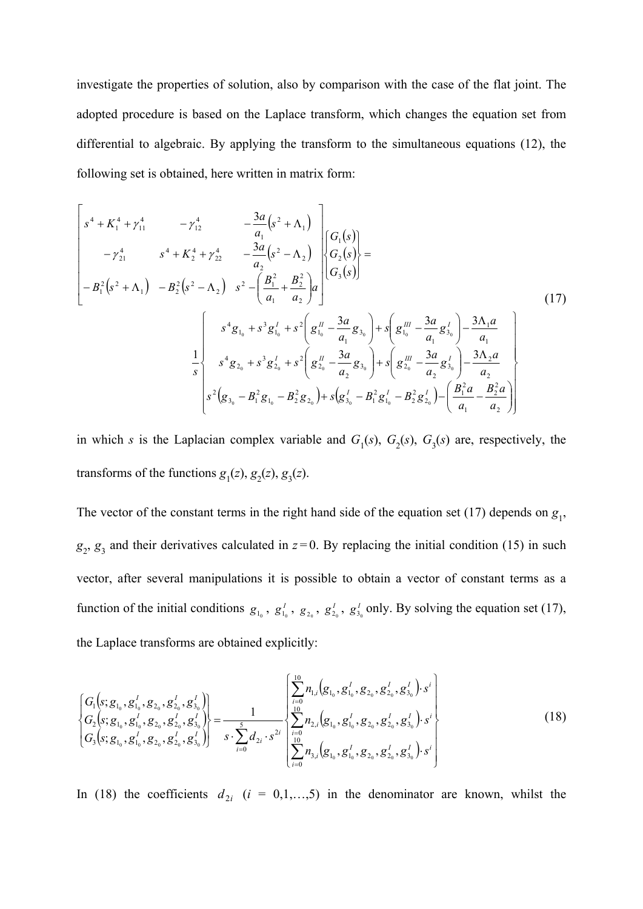investigate the properties of solution, also by comparison with the case of the flat joint. The adopted procedure is based on the Laplace transform, which changes the equation set from differential to algebraic. By applying the transform to the simultaneous equations (12), the following set is obtained, here written in matrix form:

$$
\begin{bmatrix}
s^4+K_1^4+\gamma_{11}^4 & -\gamma_{12}^4 & -\dfrac{3a}{a_1}\left(s^2+\Lambda_1\right) \\
-\gamma_{21}^4 & s^4+K_2^4+\gamma_{22}^4 & -\dfrac{3a}{a_2}\left(s^2-\Lambda_2\right) \\
-B_1^2\left(s^2+\Lambda_1\right) & -B_2^2\left(s^2-\Lambda_2\right) & s^2-\left(\dfrac{B_1^2}{a_1}+\dfrac{B_2^2}{a_2}\right)a
\end{bmatrix}
\begin{Bmatrix} G_1(s) \\ G_2(s) \\ G_3(s) \end{Bmatrix} =
\frac{1}{s}
\begin{Bmatrix}
s^4 g_{1_0}+s^3 g_{1_0}^I+s^2\left(g_{1_0}^{II}-\dfrac{3a}{a_1}g_{3_0}\right)+s\left(g_{1_0}^{III}-\dfrac{3a}{a_1}g_{3_0}^I\right)-\dfrac{3\Lambda_1 a}{a_1} \\
s^4 g_{2_0}+s^3 g_{2_0}^I+s^2\left(g_{2_0}^{II}-\dfrac{3a}{a_2}g_{3_0}\right)+s\left(g_{2_0}^{III}-\dfrac{3a}{a_2}g_{3_0}^I\right)-\dfrac{3\Lambda_2 a}{a_2} \\
s^2\left(g_{3_0}-B_1^2 g_{1_0}-B_2^2 g_{2_0}\right)+s\left(g_{3_0}^I-B_1^2 g_{1_0}^I-B_2^2 g_{2_0}^I\right)-\left(\dfrac{B_1^2 a}{a_1}-\dfrac{B_2^2 a}{a_2}\right)
\end{Bmatrix}
\tag{17}
$$

in which $s$ is the Laplacian complex variable and $G_1(s)$, $G_2(s)$, $G_3(s)$ are, respectively, the transforms of the functions $g_1(z)$, $g_2(z)$, $g_3(z)$.

The vector of the constant terms in the right hand side of the equation set (17) depends on $g_1$, $g_2$, $g_3$ and their derivatives calculated in $z=0$. By replacing the initial condition (15) in such vector, after several manipulations it is possible to obtain a vector of constant terms as a function of the initial conditions $g_{1_0}$, $g_{1_0}^I$, $g_{2_0}$, $g_{2_0}^I$, $g_{3_0}^I$ only. By solving the equation set (17), the Laplace transforms are obtained explicitly:

$$
\begin{Bmatrix}
G_1\left(s; g_{1_0}, g_{1_0}^I, g_{2_0}, g_{2_0}^I, g_{3_0}^I\right) \\
G_2\left(s; g_{1_0}, g_{1_0}^I, g_{2_0}, g_{2_0}^I, g_{3_0}^I\right) \\
G_3\left(s; g_{1_0}, g_{1_0}^I, g_{2_0}, g_{2_0}^I, g_{3_0}^I\right)
\end{Bmatrix}
=\frac{1}{s\cdot\sum_{i=0}^{5} d_{2i}\cdot s^{2i}}
\begin{Bmatrix}
\sum_{i=0}^{10} n_{1,i}\left(g_{1_0}, g_{1_0}^I, g_{2_0}, g_{2_0}^I, g_{3_0}^I\right)\cdot s^i \\
\sum_{i=0}^{10} n_{2,i}\left(g_{1_0}, g_{1_0}^I, g_{2_0}, g_{2_0}^I, g_{3_0}^I\right)\cdot s^i \\
\sum_{i=0}^{10} n_{3,i}\left(g_{1_0}, g_{1_0}^I, g_{2_0}, g_{2_0}^I, g_{3_0}^I\right)\cdot s^i
\end{Bmatrix}
\tag{18}
$$

In (18) the coefficients $d_{2i}$ ($i$ = 0,1,…,5) in the denominator are known, whilst the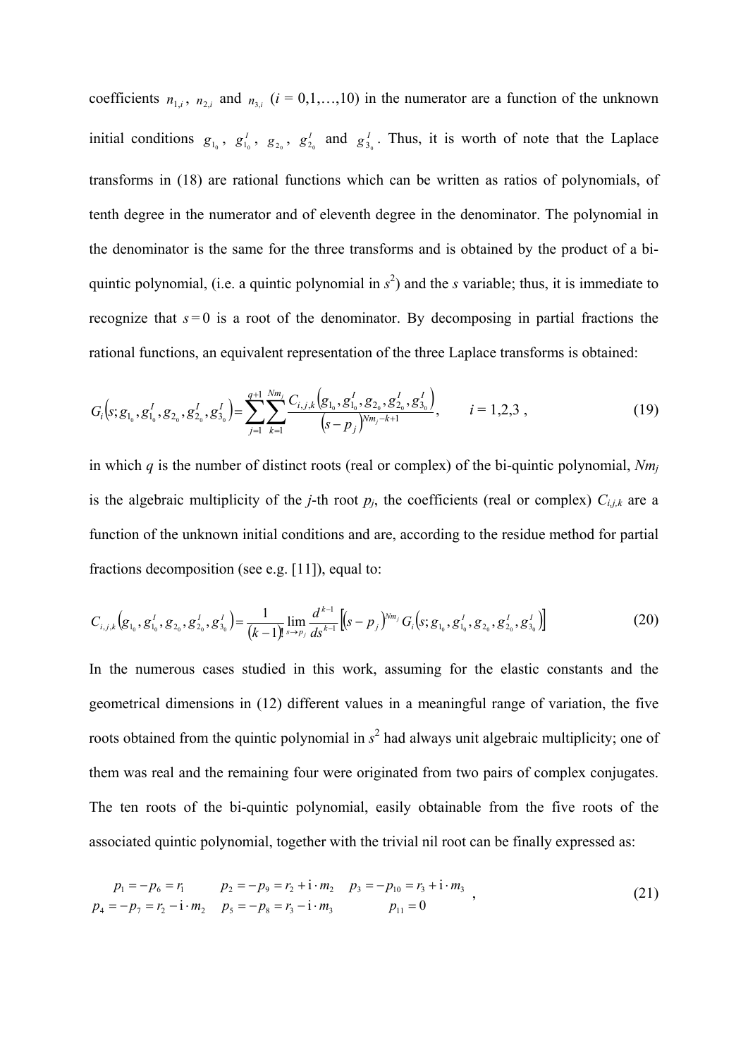coefficients $n_{1,i}$, $n_{2,i}$ and $n_{3,i}$ ($i$ = 0,1,…,10) in the numerator are a function of the unknown initial conditions $g_{1_0}$, $g_{1_0}^I$, $g_{2_0}$, $g_{2_0}^I$ and $g_{3_0}^I$. Thus, it is worth of note that the Laplace transforms in (18) are rational functions which can be written as ratios of polynomials, of tenth degree in the numerator and of eleventh degree in the denominator. The polynomial in the denominator is the same for the three transforms and is obtained by the product of a bi-quintic polynomial, (i.e. a quintic polynomial in $s^2$) and the $s$ variable; thus, it is immediate to recognize that $s = 0$ is a root of the denominator. By decomposing in partial fractions the rational functions, an equivalent representation of the three Laplace transforms is obtained:

$$G_i\left(s; g_{1_0}, g_{1_0}^I, g_{2_0}, g_{2_0}^I, g_{3_0}^I\right) = \sum_{j=1}^{q+1} \sum_{k=1}^{Nm_j} \frac{C_{i,j,k}\left(g_{1_0}, g_{1_0}^I, g_{2_0}, g_{2_0}^I, g_{3_0}^I\right)}{\left(s - p_j\right)^{Nm_j - k + 1}}, \qquad i = 1,2,3\,, \tag{19}$$

in which $q$ is the number of distinct roots (real or complex) of the bi-quintic polynomial, $Nm_j$ is the algebraic multiplicity of the $j$-th root $p_j$, the coefficients (real or complex) $C_{i,j,k}$ are a function of the unknown initial conditions and are, according to the residue method for partial fractions decomposition (see e.g. [11]), equal to:

$$C_{i,j,k}\left(g_{1_0}, g_{1_0}^I, g_{2_0}, g_{2_0}^I, g_{3_0}^I\right) = \frac{1}{(k-1)!} \lim_{s \to p_j} \frac{d^{k-1}}{ds^{k-1}} \left[\left(s - p_j\right)^{Nm_j} G_i\left(s; g_{1_0}, g_{1_0}^I, g_{2_0}, g_{2_0}^I, g_{3_0}^I\right)\right] \tag{20}$$

In the numerous cases studied in this work, assuming for the elastic constants and the geometrical dimensions in (12) different values in a meaningful range of variation, the five roots obtained from the quintic polynomial in $s^2$ had always unit algebraic multiplicity; one of them was real and the remaining four were originated from two pairs of complex conjugates. The ten roots of the bi-quintic polynomial, easily obtainable from the five roots of the associated quintic polynomial, together with the trivial nil root can be finally expressed as:

$$\begin{array}{lll} p_1 = -p_6 = r_1 & p_2 = -p_9 = r_2 + \mathrm{i} \cdot m_2 & p_3 = -p_{10} = r_3 + \mathrm{i} \cdot m_3 \\ p_4 = -p_7 = r_2 - \mathrm{i} \cdot m_2 & p_5 = -p_8 = r_3 - \mathrm{i} \cdot m_3 & p_{11} = 0 \end{array}, \tag{21}$$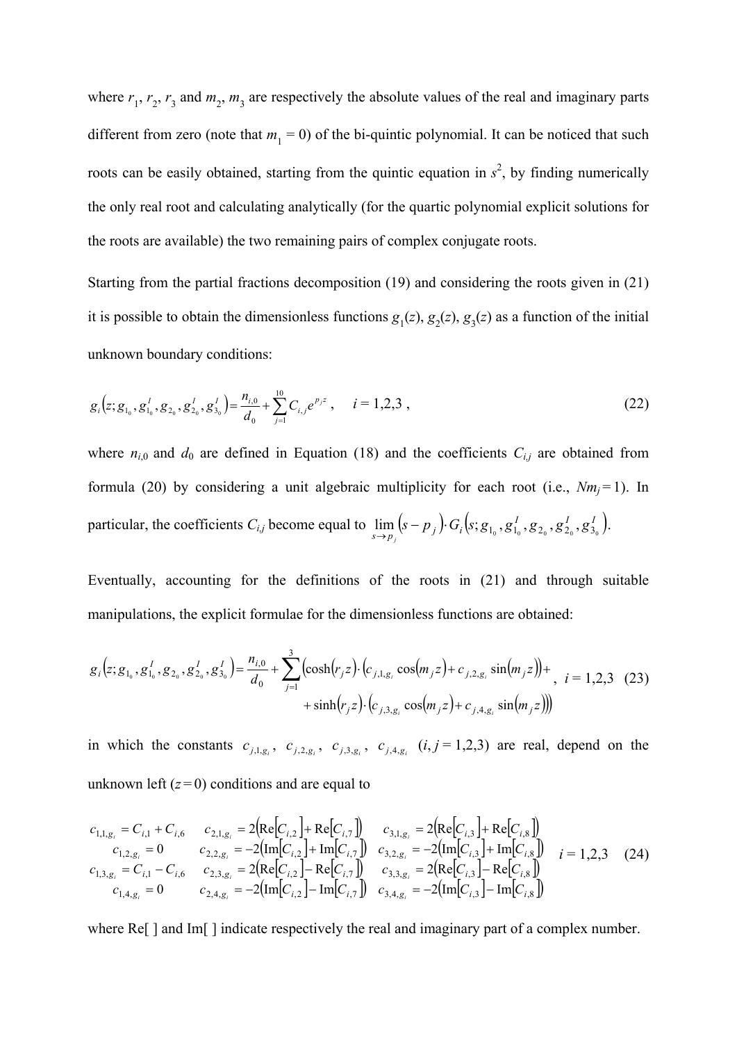where $r_1$, $r_2$, $r_3$ and $m_2$, $m_3$ are respectively the absolute values of the real and imaginary parts different from zero (note that $m_1 = 0$) of the bi-quintic polynomial. It can be noticed that such roots can be easily obtained, starting from the quintic equation in $s^2$, by finding numerically the only real root and calculating analytically (for the quartic polynomial explicit solutions for the roots are available) the two remaining pairs of complex conjugate roots.

Starting from the partial fractions decomposition (19) and considering the roots given in (21) it is possible to obtain the dimensionless functions $g_1(z)$, $g_2(z)$, $g_3(z)$ as a function of the initial unknown boundary conditions:

$$g_i\left(z; g_{1_0}, g_{1_0}^I, g_{2_0}, g_{2_0}^I, g_{3_0}^I\right) = \frac{n_{i,0}}{d_0} + \sum_{j=1}^{10} C_{i,j} e^{p_j z}, \quad i = 1,2,3, \tag{22}$$

where $n_{i,0}$ and $d_0$ are defined in Equation (18) and the coefficients $C_{i,j}$ are obtained from formula (20) by considering a unit algebraic multiplicity for each root (i.e., $Nm_j = 1$). In particular, the coefficients $C_{i,j}$ become equal to $\lim_{s \to p_j} \left(s - p_j\right) \cdot G_i\left(s; g_{1_0}, g_{1_0}^I, g_{2_0}, g_{2_0}^I, g_{3_0}^I\right)$.

Eventually, accounting for the definitions of the roots in (21) and through suitable manipulations, the explicit formulae for the dimensionless functions are obtained:

$$g_i\left(z; g_{1_0}, g_{1_0}^I, g_{2_0}, g_{2_0}^I, g_{3_0}^I\right) = \frac{n_{i,0}}{d_0} + \sum_{j=1}^{3} \Big( \cosh(r_j z) \cdot \left(c_{j,1,g_i} \cos(m_j z) + c_{j,2,g_i} \sin(m_j z)\right) + \sinh(r_j z) \cdot \left(c_{j,3,g_i} \cos(m_j z) + c_{j,4,g_i} \sin(m_j z)\right) \Big), \quad i = 1,2,3 \tag{23}$$

in which the constants $c_{j,1,g_i}$, $c_{j,2,g_i}$, $c_{j,3,g_i}$, $c_{j,4,g_i}$ $(i, j = 1,2,3)$ are real, depend on the unknown left $(z = 0)$ conditions and are equal to

$$\begin{array}{lll}
c_{1,1,g_i} = C_{i,1} + C_{i,6} & c_{2,1,g_i} = 2\left(\mathrm{Re}\left[C_{i,2}\right] + \mathrm{Re}\left[C_{i,7}\right]\right) & c_{3,1,g_i} = 2\left(\mathrm{Re}\left[C_{i,3}\right] + \mathrm{Re}\left[C_{i,8}\right]\right) \\
c_{1,2,g_i} = 0 & c_{2,2,g_i} = -2\left(\mathrm{Im}\left[C_{i,2}\right] + \mathrm{Im}\left[C_{i,7}\right]\right) & c_{3,2,g_i} = -2\left(\mathrm{Im}\left[C_{i,3}\right] + \mathrm{Im}\left[C_{i,8}\right]\right) \\
c_{1,3,g_i} = C_{i,1} - C_{i,6} & c_{2,3,g_i} = 2\left(\mathrm{Re}\left[C_{i,2}\right] - \mathrm{Re}\left[C_{i,7}\right]\right) & c_{3,3,g_i} = 2\left(\mathrm{Re}\left[C_{i,3}\right] - \mathrm{Re}\left[C_{i,8}\right]\right) \\
c_{1,4,g_i} = 0 & c_{2,4,g_i} = -2\left(\mathrm{Im}\left[C_{i,2}\right] - \mathrm{Im}\left[C_{i,7}\right]\right) & c_{3,4,g_i} = -2\left(\mathrm{Im}\left[C_{i,3}\right] - \mathrm{Im}\left[C_{i,8}\right]\right)
\end{array} \quad i = 1,2,3 \tag{24}$$

where Re[ ] and Im[ ] indicate respectively the real and imaginary part of a complex number.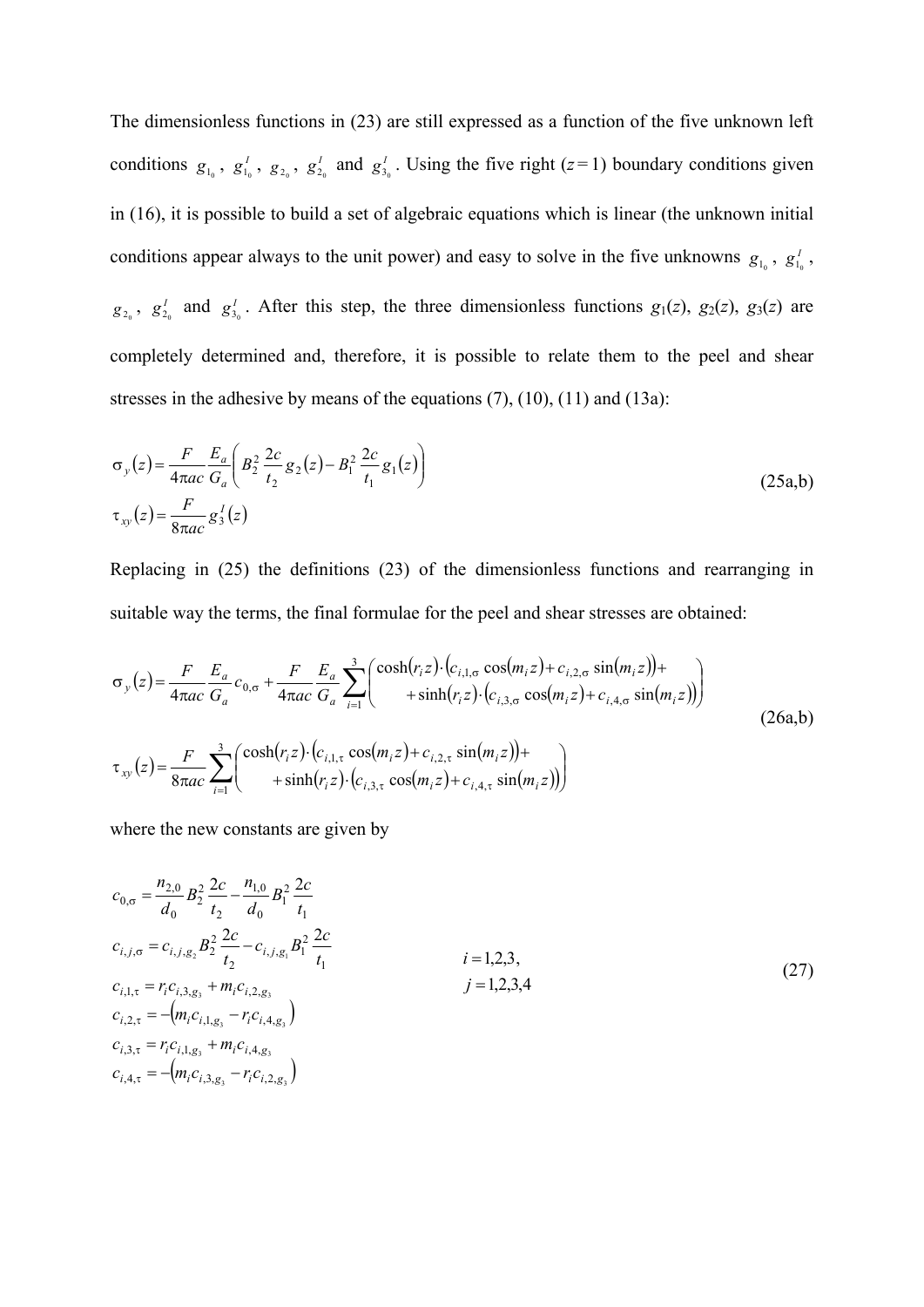The dimensionless functions in (23) are still expressed as a function of the five unknown left conditions $g_{1_0}$, $g^I_{1_0}$, $g_{2_0}$, $g^I_{2_0}$ and $g^I_{3_0}$. Using the five right ($z = 1$) boundary conditions given in (16), it is possible to build a set of algebraic equations which is linear (the unknown initial conditions appear always to the unit power) and easy to solve in the five unknowns $g_{1_0}$, $g^I_{1_0}$, $g_{2_0}$, $g^I_{2_0}$ and $g^I_{3_0}$. After this step, the three dimensionless functions $g_1(z)$, $g_2(z)$, $g_3(z)$ are completely determined and, therefore, it is possible to relate them to the peel and shear stresses in the adhesive by means of the equations (7), (10), (11) and (13a):

$$
\begin{aligned}
\sigma_y(z) &= \frac{F}{4\pi ac}\frac{E_a}{G_a}\left(B_2^2\frac{2c}{t_2}g_2(z) - B_1^2\frac{2c}{t_1}g_1(z)\right)\\
\tau_{xy}(z) &= \frac{F}{8\pi ac}g^I_3(z)
\end{aligned}
\qquad \text{(25a,b)}
$$

Replacing in (25) the definitions (23) of the dimensionless functions and rearranging in suitable way the terms, the final formulae for the peel and shear stresses are obtained:

$$
\begin{aligned}
\sigma_y(z) &= \frac{F}{4\pi ac}\frac{E_a}{G_a}c_{0,\sigma} + \frac{F}{4\pi ac}\frac{E_a}{G_a}\sum_{i=1}^{3}\begin{pmatrix}\cosh(r_i z)\cdot\left(c_{i,1,\sigma}\cos(m_i z) + c_{i,2,\sigma}\sin(m_i z)\right) + \\ +\sinh(r_i z)\cdot\left(c_{i,3,\sigma}\cos(m_i z) + c_{i,4,\sigma}\sin(m_i z)\right)\end{pmatrix}\\
\tau_{xy}(z) &= \frac{F}{8\pi ac}\sum_{i=1}^{3}\begin{pmatrix}\cosh(r_i z)\cdot\left(c_{i,1,\tau}\cos(m_i z) + c_{i,2,\tau}\sin(m_i z)\right) + \\ +\sinh(r_i z)\cdot\left(c_{i,3,\tau}\cos(m_i z) + c_{i,4,\tau}\sin(m_i z)\right)\end{pmatrix}
\end{aligned}
\qquad \text{(26a,b)}
$$

where the new constants are given by

$$
\begin{aligned}
c_{0,\sigma} &= \frac{n_{2,0}}{d_0}B_2^2\frac{2c}{t_2} - \frac{n_{1,0}}{d_0}B_1^2\frac{2c}{t_1}\\
c_{i,j,\sigma} &= c_{i,j,g_2}B_2^2\frac{2c}{t_2} - c_{i,j,g_1}B_1^2\frac{2c}{t_1} \qquad i = 1,2,3,\\
c_{i,1,\tau} &= r_i c_{i,3,g_3} + m_i c_{i,2,g_3} \qquad j = 1,2,3,4\\
c_{i,2,\tau} &= -\left(m_i c_{i,1,g_3} - r_i c_{i,4,g_3}\right)\\
c_{i,3,\tau} &= r_i c_{i,1,g_3} + m_i c_{i,4,g_3}\\
c_{i,4,\tau} &= -\left(m_i c_{i,3,g_3} - r_i c_{i,2,g_3}\right)
\end{aligned}
\qquad \text{(27)}
$$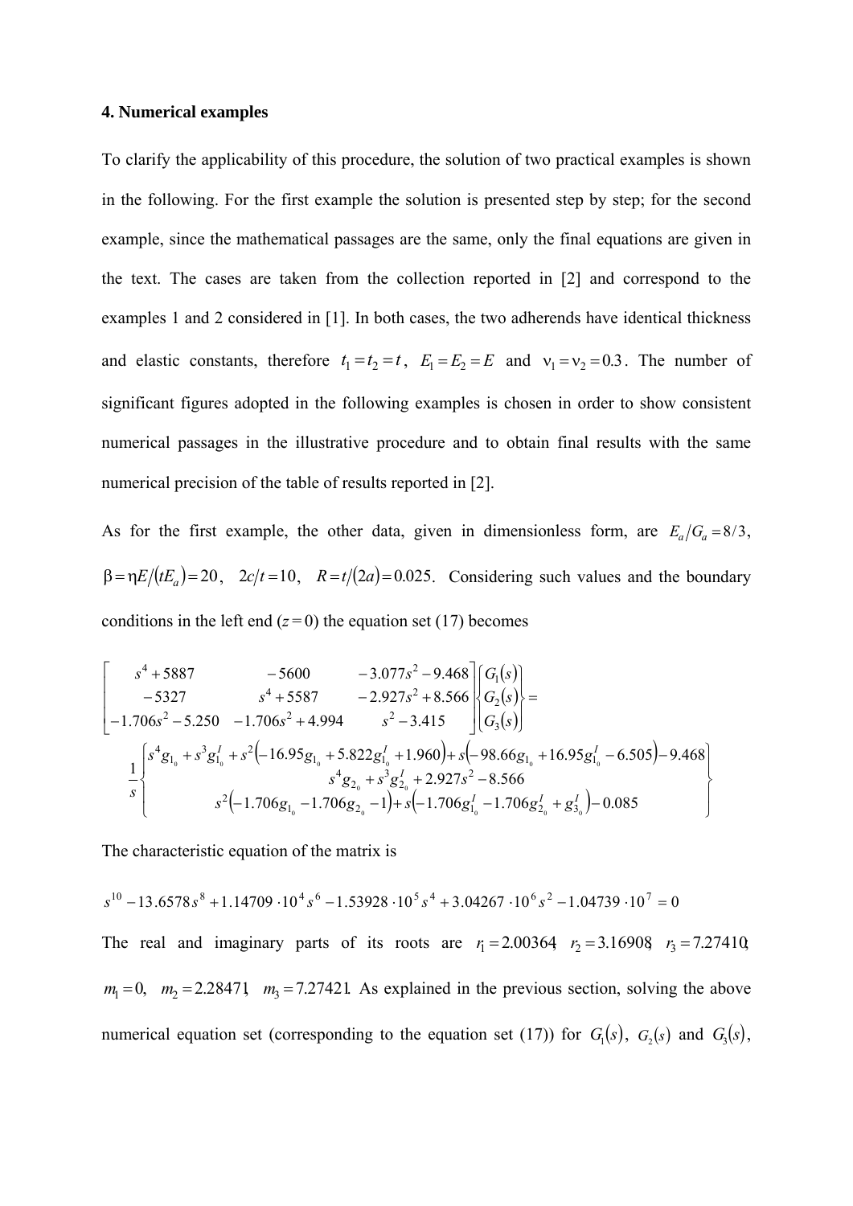## 4. Numerical examples

To clarify the applicability of this procedure, the solution of two practical examples is shown in the following. For the first example the solution is presented step by step; for the second example, since the mathematical passages are the same, only the final equations are given in the text. The cases are taken from the collection reported in [2] and correspond to the examples 1 and 2 considered in [1]. In both cases, the two adherends have identical thickness and elastic constants, therefore $t_1 = t_2 = t$, $E_1 = E_2 = E$ and $\nu_1 = \nu_2 = 0.3$. The number of significant figures adopted in the following examples is chosen in order to show consistent numerical passages in the illustrative procedure and to obtain final results with the same numerical precision of the table of results reported in [2].

As for the first example, the other data, given in dimensionless form, are $E_a/G_a = 8/3$, $\beta = \eta E/(tE_a) = 20$, $2c/t = 10$, $R = t/(2a) = 0.025$. Considering such values and the boundary conditions in the left end ($z = 0$) the equation set (17) becomes

$$
\begin{bmatrix} s^4 + 5887 & -5600 & -3.077s^2 - 9.468 \\ -5327 & s^4 + 5587 & -2.927s^2 + 8.566 \\ -1.706s^2 - 5.250 & -1.706s^2 + 4.994 & s^2 - 3.415 \end{bmatrix} \begin{Bmatrix} G_1(s) \\ G_2(s) \\ G_3(s) \end{Bmatrix} =
$$

$$
\frac{1}{s} \begin{Bmatrix} s^4 g_{1_0} + s^3 g_{1_0}^I + s^2\left(-16.95 g_{1_0} + 5.822 g_{1_0}^I + 1.960\right) + s\left(-98.66 g_{1_0} + 16.95 g_{1_0}^I - 6.505\right) - 9.468 \\ s^4 g_{2_0} + s^3 g_{2_0}^I + 2.927 s^2 - 8.566 \\ s^2\left(-1.706 g_{1_0} - 1.706 g_{2_0} - 1\right) + s\left(-1.706 g_{1_0}^I - 1.706 g_{2_0}^I + g_{3_0}^I\right) - 0.085 \end{Bmatrix}
$$

The characteristic equation of the matrix is

$$
s^{10} - 13.6578 s^8 + 1.14709 \cdot 10^4 s^6 - 1.53928 \cdot 10^5 s^4 + 3.04267 \cdot 10^6 s^2 - 1.04739 \cdot 10^7 = 0
$$

The real and imaginary parts of its roots are $r_1 = 2.00364$, $r_2 = 3.16908$, $r_3 = 7.27410$, $m_1 = 0$, $m_2 = 2.28471$, $m_3 = 7.27421$. As explained in the previous section, solving the above numerical equation set (corresponding to the equation set (17)) for $G_1(s)$, $G_2(s)$ and $G_3(s)$,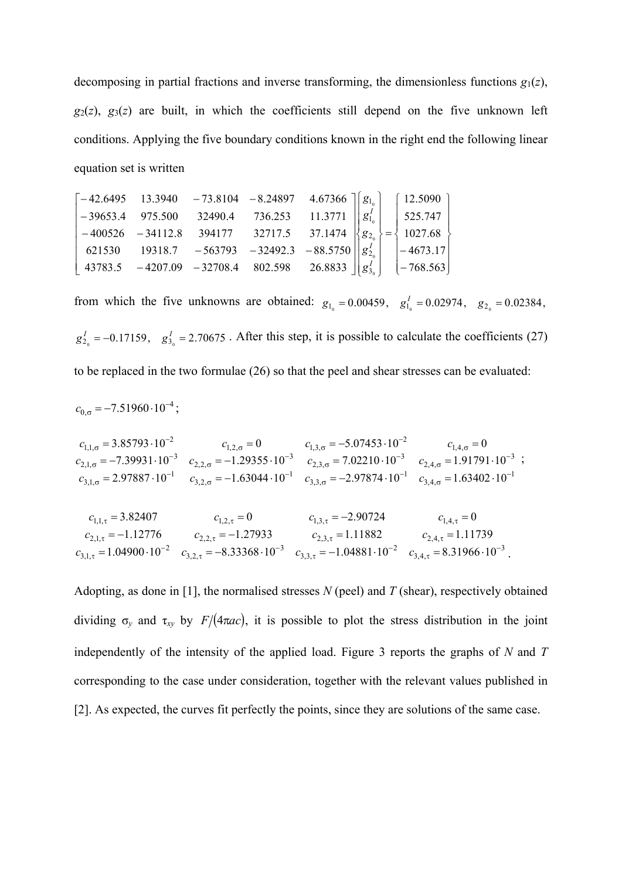decomposing in partial fractions and inverse transforming, the dimensionless functions $g_1(z)$, $g_2(z)$, $g_3(z)$ are built, in which the coefficients still depend on the five unknown left conditions. Applying the five boundary conditions known in the right end the following linear equation set is written

$$\begin{bmatrix} -42.6495 & 13.3940 & -73.8104 & -8.24897 & 4.67366 \\ -39653.4 & 975.500 & 32490.4 & 736.253 & 11.3771 \\ -400526 & -34112.8 & 394177 & 32717.5 & 37.1474 \\ 621530 & 19318.7 & -563793 & -32492.3 & -88.5750 \\ 43783.5 & -4207.09 & -32708.4 & 802.598 & 26.8833 \end{bmatrix} \begin{Bmatrix} g_{1_0} \\ g_{1_0}^I \\ g_{2_0} \\ g_{2_0}^I \\ g_{3_0}^I \end{Bmatrix} = \begin{Bmatrix} 12.5090 \\ 525.747 \\ 1027.68 \\ -4673.17 \\ -768.563 \end{Bmatrix}$$

from which the five unknowns are obtained: $g_{1_0} = 0.00459$, $g_{1_0}^I = 0.02974$, $g_{2_0} = 0.02384$, $g_{2_0}^I = -0.17159$, $g_{3_0}^I = 2.70675$. After this step, it is possible to calculate the coefficients (27) to be replaced in the two formulae (26) so that the peel and shear stresses can be evaluated:

$c_{0,\sigma} = -7.51960 \cdot 10^{-4}$;

$$\begin{array}{llll} c_{1,1,\sigma} = 3.85793 \cdot 10^{-2} & c_{1,2,\sigma} = 0 & c_{1,3,\sigma} = -5.07453 \cdot 10^{-2} & c_{1,4,\sigma} = 0 \\ c_{2,1,\sigma} = -7.39931 \cdot 10^{-3} & c_{2,2,\sigma} = -1.29355 \cdot 10^{-3} & c_{2,3,\sigma} = 7.02210 \cdot 10^{-3} & c_{2,4,\sigma} = 1.91791 \cdot 10^{-3} \\ c_{3,1,\sigma} = 2.97887 \cdot 10^{-1} & c_{3,2,\sigma} = -1.63044 \cdot 10^{-1} & c_{3,3,\sigma} = -2.97874 \cdot 10^{-1} & c_{3,4,\sigma} = 1.63402 \cdot 10^{-1} \end{array};$$

$$\begin{array}{llll} c_{1,1,\tau} = 3.82407 & c_{1,2,\tau} = 0 & c_{1,3,\tau} = -2.90724 & c_{1,4,\tau} = 0 \\ c_{2,1,\tau} = -1.12776 & c_{2,2,\tau} = -1.27933 & c_{2,3,\tau} = 1.11882 & c_{2,4,\tau} = 1.11739 \\ c_{3,1,\tau} = 1.04900 \cdot 10^{-2} & c_{3,2,\tau} = -8.33368 \cdot 10^{-3} & c_{3,3,\tau} = -1.04881 \cdot 10^{-2} & c_{3,4,\tau} = 8.31966 \cdot 10^{-3} \end{array}.$$

Adopting, as done in [1], the normalised stresses $N$ (peel) and $T$ (shear), respectively obtained dividing $\sigma_y$ and $\tau_{xy}$ by $F/(4\pi ac)$, it is possible to plot the stress distribution in the joint independently of the intensity of the applied load. Figure 3 reports the graphs of $N$ and $T$ corresponding to the case under consideration, together with the relevant values published in [2]. As expected, the curves fit perfectly the points, since they are solutions of the same case.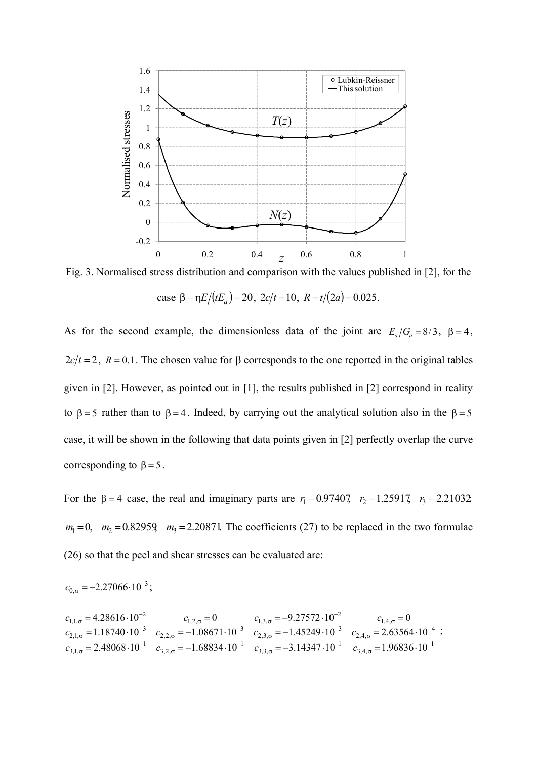1.6
1.4
1.2
1
0.8
0.6
0.4
0.2
0
-0.2

0
0.2
0.4
0.6
0.8
1

Normalised stresses

$z$

○ Lubkin-Reissner
— This solution

$T(z)$

$N(z)$

Fig. 3. Normalised stress distribution and comparison with the values published in [2], for the case $\beta = \eta E/(tE_a) = 20$, $2c/t = 10$, $R = t/(2a) = 0.025$.

As for the second example, the dimensionless data of the joint are $E_a/G_a = 8/3$, $\beta = 4$, $2c/t = 2$, $R = 0.1$. The chosen value for $\beta$ corresponds to the one reported in the original tables given in [2]. However, as pointed out in [1], the results published in [2] correspond in reality to $\beta = 5$ rather than to $\beta = 4$. Indeed, by carrying out the analytical solution also in the $\beta = 5$ case, it will be shown in the following that data points given in [2] perfectly overlap the curve corresponding to $\beta = 5$.

For the $\beta = 4$ case, the real and imaginary parts are $r_1 = 0.97407$, $r_2 = 1.25917$, $r_3 = 2.21032$; $m_1 = 0$, $m_2 = 0.82959$, $m_3 = 2.20871$. The coefficients (27) to be replaced in the two formulae (26) so that the peel and shear stresses can be evaluated are:

$c_{0,\sigma} = -2.27066 \cdot 10^{-3}$;

$$
\begin{array}{llll}
c_{1,1,\sigma} = 4.28616 \cdot 10^{-2} & c_{1,2,\sigma} = 0 & c_{1,3,\sigma} = -9.27572 \cdot 10^{-2} & c_{1,4,\sigma} = 0 \\
c_{2,1,\sigma} = 1.18740 \cdot 10^{-3} & c_{2,2,\sigma} = -1.08671 \cdot 10^{-3} & c_{2,3,\sigma} = -1.45249 \cdot 10^{-3} & c_{2,4,\sigma} = 2.63564 \cdot 10^{-4} \\
c_{3,1,\sigma} = 2.48068 \cdot 10^{-1} & c_{3,2,\sigma} = -1.68834 \cdot 10^{-1} & c_{3,3,\sigma} = -3.14347 \cdot 10^{-1} & c_{3,4,\sigma} = 1.96836 \cdot 10^{-1}
\end{array};
$$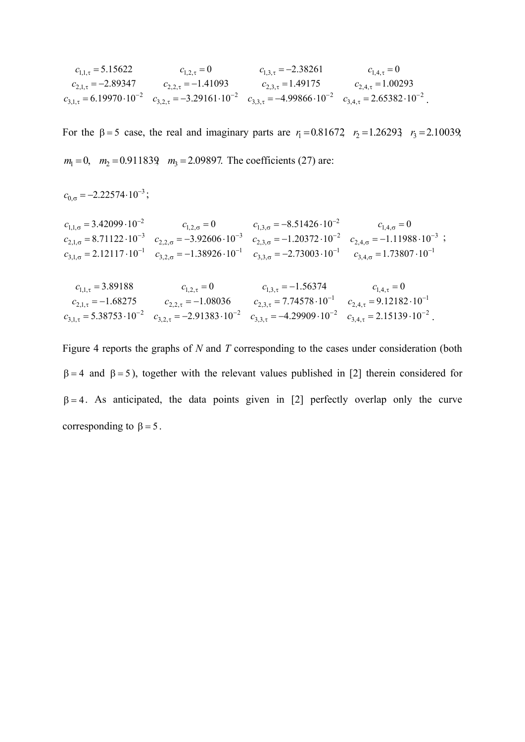$$
\begin{array}{llll}
c_{1,1,\tau} = 5.15622 & c_{1,2,\tau} = 0 & c_{1,3,\tau} = -2.38261 & c_{1,4,\tau} = 0 \\
c_{2,1,\tau} = -2.89347 & c_{2,2,\tau} = -1.41093 & c_{2,3,\tau} = 1.49175 & c_{2,4,\tau} = 1.00293 \\
c_{3,1,\tau} = 6.19970 \cdot 10^{-2} & c_{3,2,\tau} = -3.29161 \cdot 10^{-2} & c_{3,3,\tau} = -4.99866 \cdot 10^{-2} & c_{3,4,\tau} = 2.65382 \cdot 10^{-2}
\end{array}.
$$

For the $\beta = 5$ case, the real and imaginary parts are $r_1 = 0.81672$; $r_2 = 1.26293$; $r_3 = 2.10039$; $m_1 = 0$; $m_2 = 0.911839$; $m_3 = 2.09897$. The coefficients (27) are:

$c_{0,\sigma} = -2.22574 \cdot 10^{-3}$;

$$
\begin{array}{llll}
c_{1,1,\sigma} = 3.42099 \cdot 10^{-2} & c_{1,2,\sigma} = 0 & c_{1,3,\sigma} = -8.51426 \cdot 10^{-2} & c_{1,4,\sigma} = 0 \\
c_{2,1,\sigma} = 8.71122 \cdot 10^{-3} & c_{2,2,\sigma} = -3.92606 \cdot 10^{-3} & c_{2,3,\sigma} = -1.20372 \cdot 10^{-2} & c_{2,4,\sigma} = -1.11988 \cdot 10^{-3} \\
c_{3,1,\sigma} = 2.12117 \cdot 10^{-1} & c_{3,2,\sigma} = -1.38926 \cdot 10^{-1} & c_{3,3,\sigma} = -2.73003 \cdot 10^{-1} & c_{3,4,\sigma} = 1.73807 \cdot 10^{-1}
\end{array};
$$

$$
\begin{array}{llll}
c_{1,1,\tau} = 3.89188 & c_{1,2,\tau} = 0 & c_{1,3,\tau} = -1.56374 & c_{1,4,\tau} = 0 \\
c_{2,1,\tau} = -1.68275 & c_{2,2,\tau} = -1.08036 & c_{2,3,\tau} = 7.74578 \cdot 10^{-1} & c_{2,4,\tau} = 9.12182 \cdot 10^{-1} \\
c_{3,1,\tau} = 5.38753 \cdot 10^{-2} & c_{3,2,\tau} = -2.91383 \cdot 10^{-2} & c_{3,3,\tau} = -4.29909 \cdot 10^{-2} & c_{3,4,\tau} = 2.15139 \cdot 10^{-2}
\end{array}.
$$

Figure 4 reports the graphs of *N* and *T* corresponding to the cases under consideration (both $\beta = 4$ and $\beta = 5$), together with the relevant values published in [2] therein considered for $\beta = 4$. As anticipated, the data points given in [2] perfectly overlap only the curve corresponding to $\beta = 5$.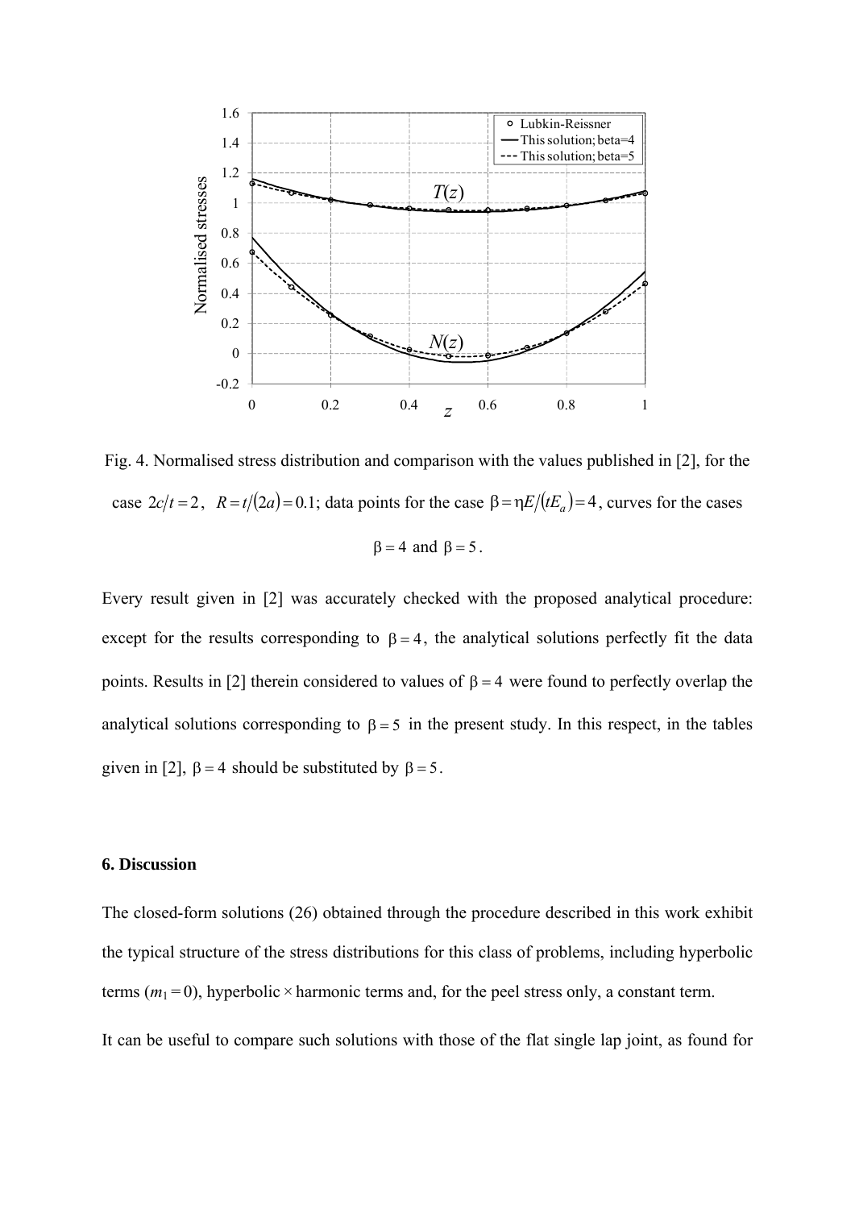1.6
1.4
1.2
1
0.8
0.6
0.4
0.2
0
-0.2

Normalised stresses

0
0.2
0.4
0.6
0.8
1

$z$

Lubkin-Reissner
This solution; beta=4
This solution; beta=5

$T(z)$

$N(z)$

Fig. 4. Normalised stress distribution and comparison with the values published in [2], for the case $2c/t = 2$, $R = t/(2a) = 0.1$; data points for the case $\beta = \eta E/(tE_a) = 4$, curves for the cases $\beta = 4$ and $\beta = 5$.

Every result given in [2] was accurately checked with the proposed analytical procedure: except for the results corresponding to $\beta = 4$, the analytical solutions perfectly fit the data points. Results in [2] therein considered to values of $\beta = 4$ were found to perfectly overlap the analytical solutions corresponding to $\beta = 5$ in the present study. In this respect, in the tables given in [2], $\beta = 4$ should be substituted by $\beta = 5$.

## 6. Discussion

The closed-form solutions (26) obtained through the procedure described in this work exhibit the typical structure of the stress distributions for this class of problems, including hyperbolic terms ($m_1 = 0$), hyperbolic × harmonic terms and, for the peel stress only, a constant term.

It can be useful to compare such solutions with those of the flat single lap joint, as found for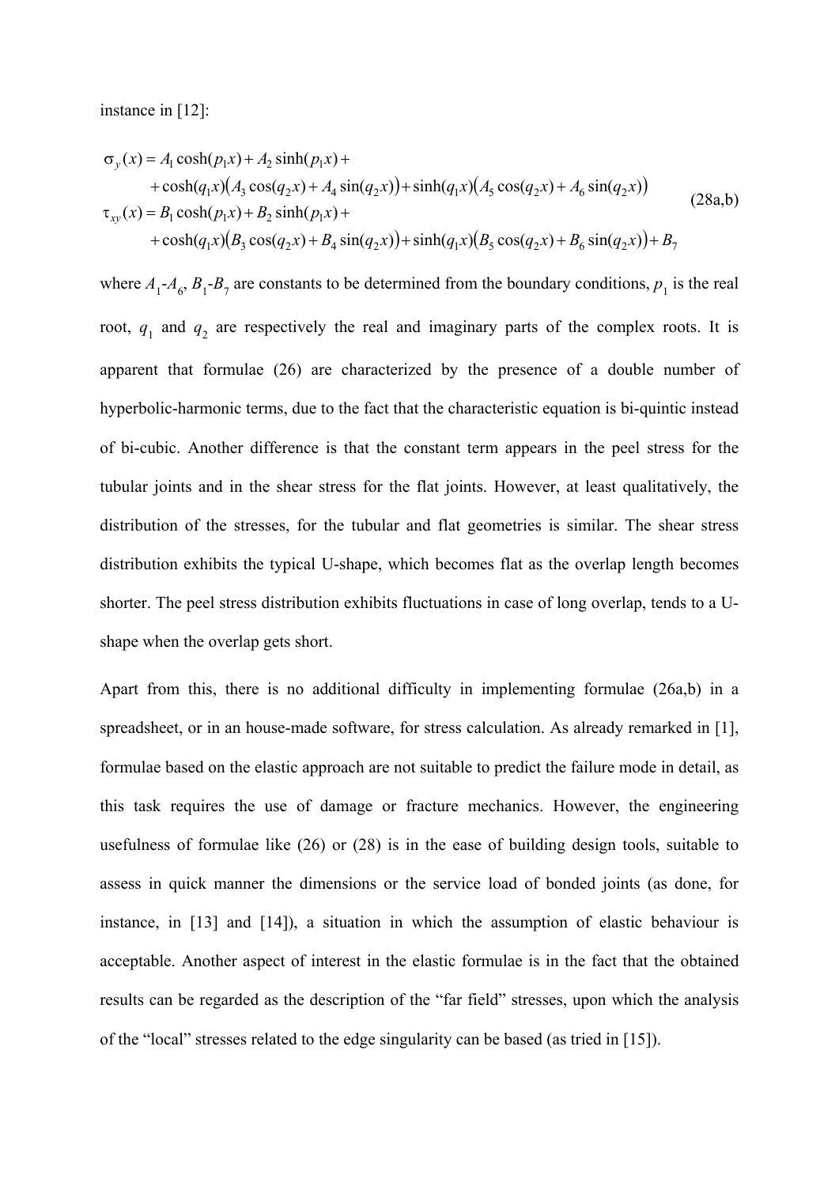instance in [12]:

$$
\begin{aligned}
\sigma_y(x) &= A_1 \cosh(p_1 x) + A_2 \sinh(p_1 x) + \\
&\quad + \cosh(q_1 x)\big(A_3 \cos(q_2 x) + A_4 \sin(q_2 x)\big) + \sinh(q_1 x)\big(A_5 \cos(q_2 x) + A_6 \sin(q_2 x)\big) \\
\tau_{xy}(x) &= B_1 \cosh(p_1 x) + B_2 \sinh(p_1 x) + \\
&\quad + \cosh(q_1 x)\big(B_3 \cos(q_2 x) + B_4 \sin(q_2 x)\big) + \sinh(q_1 x)\big(B_5 \cos(q_2 x) + B_6 \sin(q_2 x)\big) + B_7
\end{aligned}
\tag{28a,b}
$$

where $A_1$-$A_6$, $B_1$-$B_7$ are constants to be determined from the boundary conditions, $p_1$ is the real root, $q_1$ and $q_2$ are respectively the real and imaginary parts of the complex roots. It is apparent that formulae (26) are characterized by the presence of a double number of hyperbolic-harmonic terms, due to the fact that the characteristic equation is bi-quintic instead of bi-cubic. Another difference is that the constant term appears in the peel stress for the tubular joints and in the shear stress for the flat joints. However, at least qualitatively, the distribution of the stresses, for the tubular and flat geometries is similar. The shear stress distribution exhibits the typical U-shape, which becomes flat as the overlap length becomes shorter. The peel stress distribution exhibits fluctuations in case of long overlap, tends to a U-shape when the overlap gets short.

Apart from this, there is no additional difficulty in implementing formulae (26a,b) in a spreadsheet, or in an house-made software, for stress calculation. As already remarked in [1], formulae based on the elastic approach are not suitable to predict the failure mode in detail, as this task requires the use of damage or fracture mechanics. However, the engineering usefulness of formulae like (26) or (28) is in the ease of building design tools, suitable to assess in quick manner the dimensions or the service load of bonded joints (as done, for instance, in [13] and [14]), a situation in which the assumption of elastic behaviour is acceptable. Another aspect of interest in the elastic formulae is in the fact that the obtained results can be regarded as the description of the "far field" stresses, upon which the analysis of the "local" stresses related to the edge singularity can be based (as tried in [15]).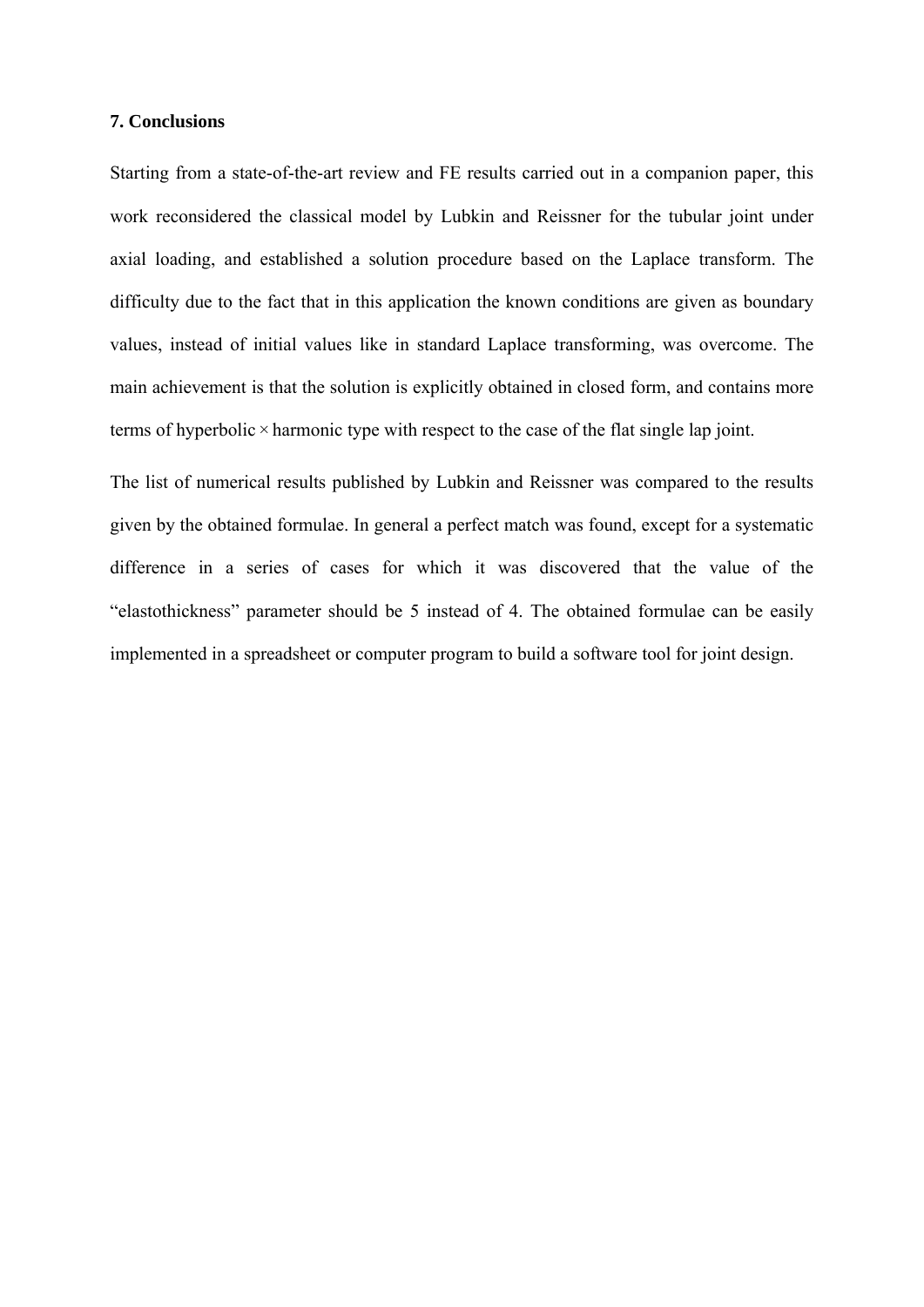## 7. Conclusions

Starting from a state-of-the-art review and FE results carried out in a companion paper, this work reconsidered the classical model by Lubkin and Reissner for the tubular joint under axial loading, and established a solution procedure based on the Laplace transform. The difficulty due to the fact that in this application the known conditions are given as boundary values, instead of initial values like in standard Laplace transforming, was overcome. The main achievement is that the solution is explicitly obtained in closed form, and contains more terms of hyperbolic $\times$ harmonic type with respect to the case of the flat single lap joint.

The list of numerical results published by Lubkin and Reissner was compared to the results given by the obtained formulae. In general a perfect match was found, except for a systematic difference in a series of cases for which it was discovered that the value of the "elastothickness" parameter should be 5 instead of 4. The obtained formulae can be easily implemented in a spreadsheet or computer program to build a software tool for joint design.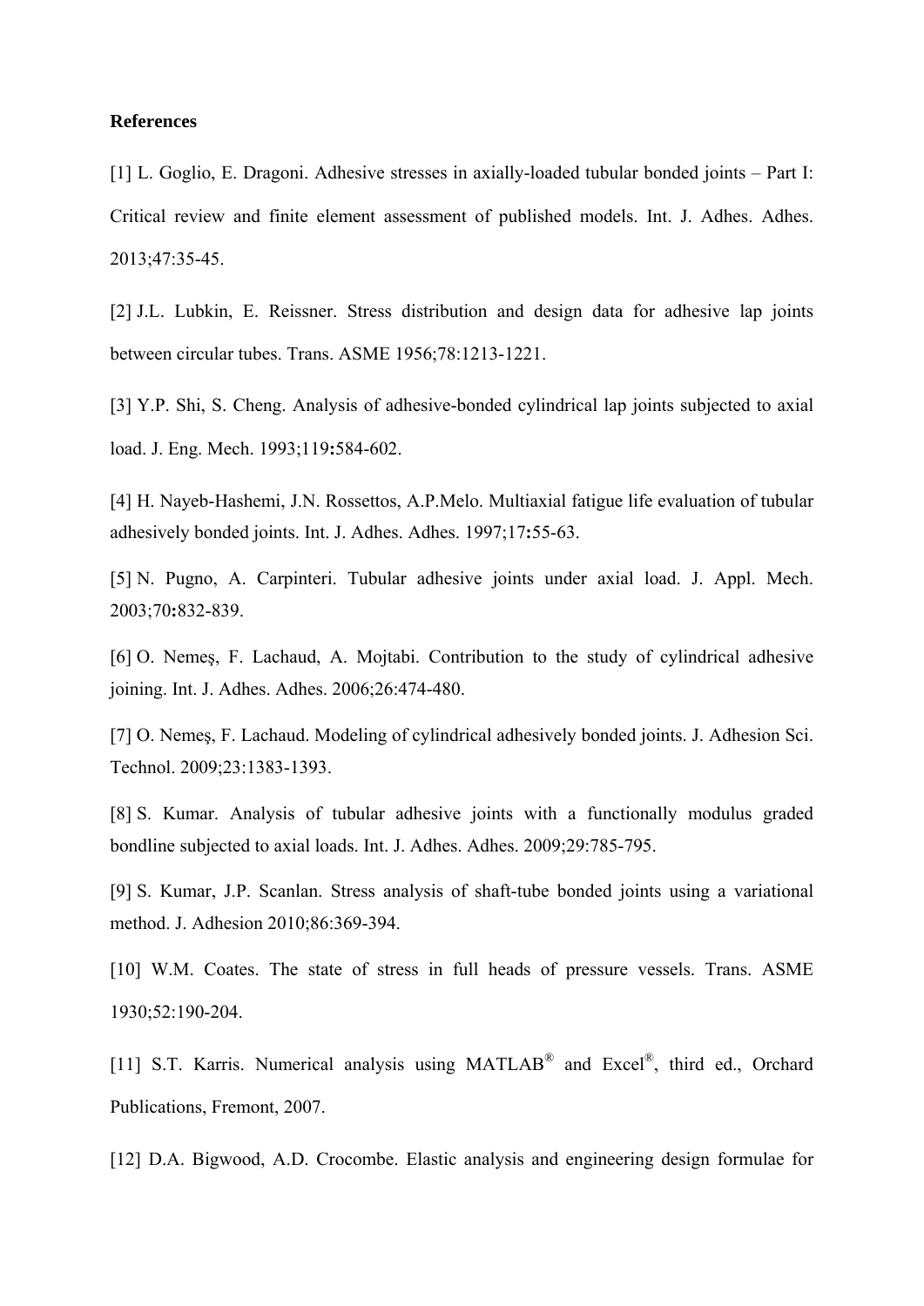**References**

[1] L. Goglio, E. Dragoni. Adhesive stresses in axially-loaded tubular bonded joints – Part I: Critical review and finite element assessment of published models. Int. J. Adhes. Adhes. 2013;47:35-45.

[2] J.L. Lubkin, E. Reissner. Stress distribution and design data for adhesive lap joints between circular tubes. Trans. ASME 1956;78:1213-1221.

[3] Y.P. Shi, S. Cheng. Analysis of adhesive-bonded cylindrical lap joints subjected to axial load. J. Eng. Mech. 1993;119**:**584-602.

[4] H. Nayeb-Hashemi, J.N. Rossettos, A.P.Melo. Multiaxial fatigue life evaluation of tubular adhesively bonded joints. Int. J. Adhes. Adhes. 1997;17**:**55-63.

[5] N. Pugno, A. Carpinteri. Tubular adhesive joints under axial load. J. Appl. Mech. 2003;70**:**832-839.

[6] O. Nemeş, F. Lachaud, A. Mojtabi. Contribution to the study of cylindrical adhesive joining. Int. J. Adhes. Adhes. 2006;26:474-480.

[7] O. Nemeş, F. Lachaud. Modeling of cylindrical adhesively bonded joints. J. Adhesion Sci. Technol. 2009;23:1383-1393.

[8] S. Kumar. Analysis of tubular adhesive joints with a functionally modulus graded bondline subjected to axial loads. Int. J. Adhes. Adhes. 2009;29:785-795.

[9] S. Kumar, J.P. Scanlan. Stress analysis of shaft-tube bonded joints using a variational method. J. Adhesion 2010;86:369-394.

[10] W.M. Coates. The state of stress in full heads of pressure vessels. Trans. ASME 1930;52:190-204.

[11] S.T. Karris. Numerical analysis using MATLAB® and Excel®, third ed., Orchard Publications, Fremont, 2007.

[12] D.A. Bigwood, A.D. Crocombe. Elastic analysis and engineering design formulae for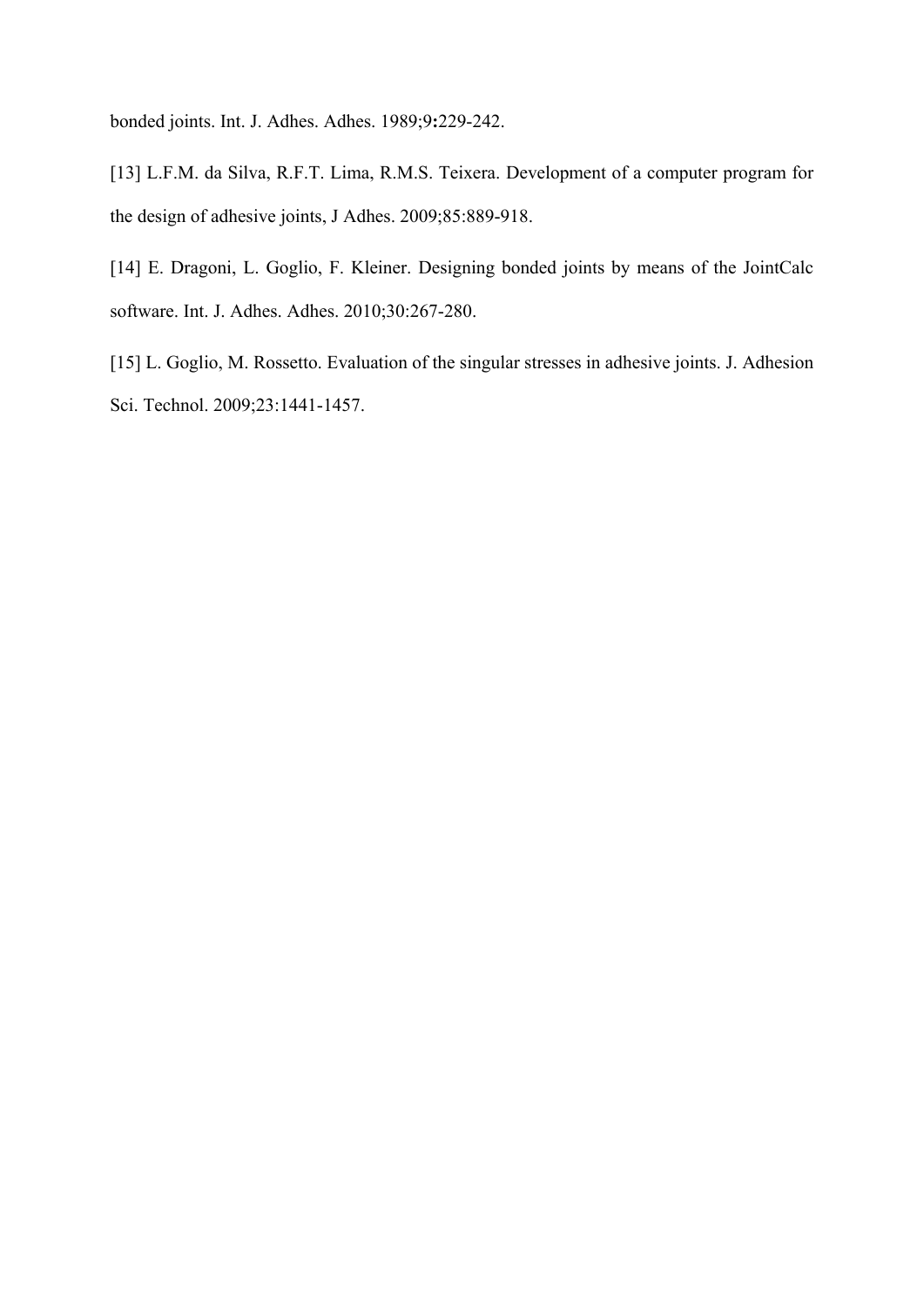bonded joints. Int. J. Adhes. Adhes. 1989;9:229-242.

[13] L.F.M. da Silva, R.F.T. Lima, R.M.S. Teixera. Development of a computer program for the design of adhesive joints, J Adhes. 2009;85:889-918.

[14] E. Dragoni, L. Goglio, F. Kleiner. Designing bonded joints by means of the JointCalc software. Int. J. Adhes. Adhes. 2010;30:267-280.

[15] L. Goglio, M. Rossetto. Evaluation of the singular stresses in adhesive joints. J. Adhesion Sci. Technol. 2009;23:1441-1457.